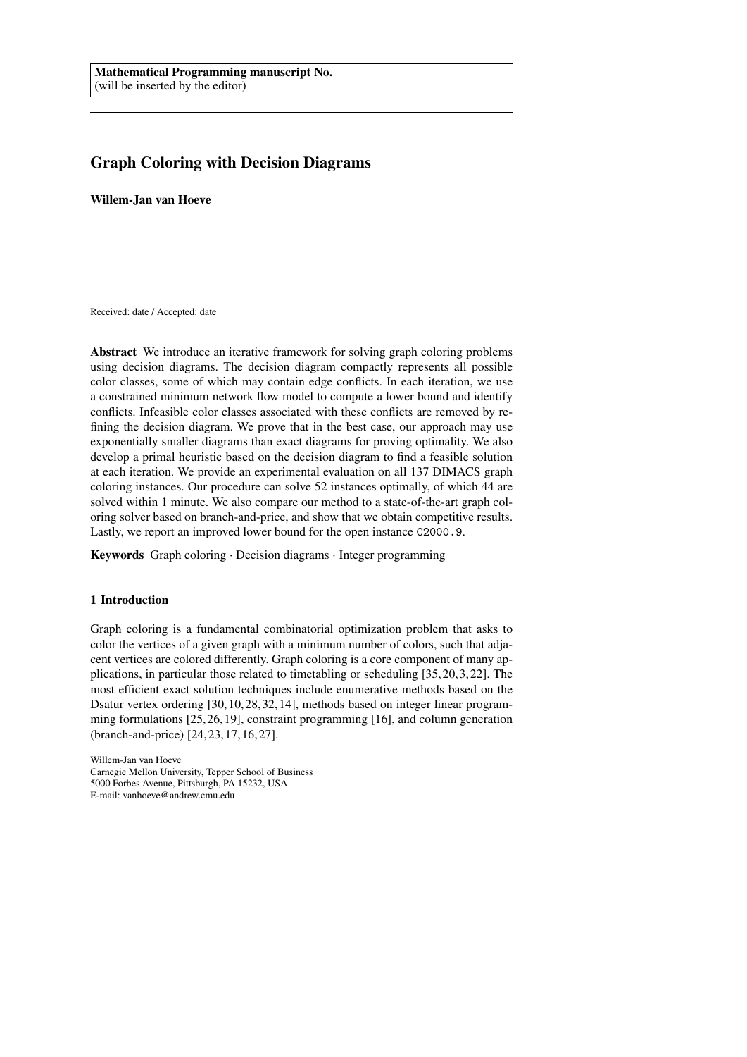**Mathematical Programming manuscript No.**
(will be inserted by the editor)

# Graph Coloring with Decision Diagrams

**Willem-Jan van Hoeve**

Received: date / Accepted: date

**Abstract** We introduce an iterative framework for solving graph coloring problems using decision diagrams. The decision diagram compactly represents all possible color classes, some of which may contain edge conflicts. In each iteration, we use a constrained minimum network flow model to compute a lower bound and identify conflicts. Infeasible color classes associated with these conflicts are removed by refining the decision diagram. We prove that in the best case, our approach may use exponentially smaller diagrams than exact diagrams for proving optimality. We also develop a primal heuristic based on the decision diagram to find a feasible solution at each iteration. We provide an experimental evaluation on all 137 DIMACS graph coloring instances. Our procedure can solve 52 instances optimally, of which 44 are solved within 1 minute. We also compare our method to a state-of-the-art graph coloring solver based on branch-and-price, and show that we obtain competitive results. Lastly, we report an improved lower bound for the open instance `C2000.9`.

**Keywords** Graph coloring · Decision diagrams · Integer programming

## 1 Introduction

Graph coloring is a fundamental combinatorial optimization problem that asks to color the vertices of a given graph with a minimum number of colors, such that adjacent vertices are colored differently. Graph coloring is a core component of many applications, in particular those related to timetabling or scheduling [35,20,3,22]. The most efficient exact solution techniques include enumerative methods based on the Dsatur vertex ordering [30,10,28,32,14], methods based on integer linear programming formulations [25,26,19], constraint programming [16], and column generation (branch-and-price) [24,23,17,16,27].

---

Willem-Jan van Hoeve
Carnegie Mellon University, Tepper School of Business
5000 Forbes Avenue, Pittsburgh, PA 15232, USA
E-mail: vanhoeve@andrew.cmu.edu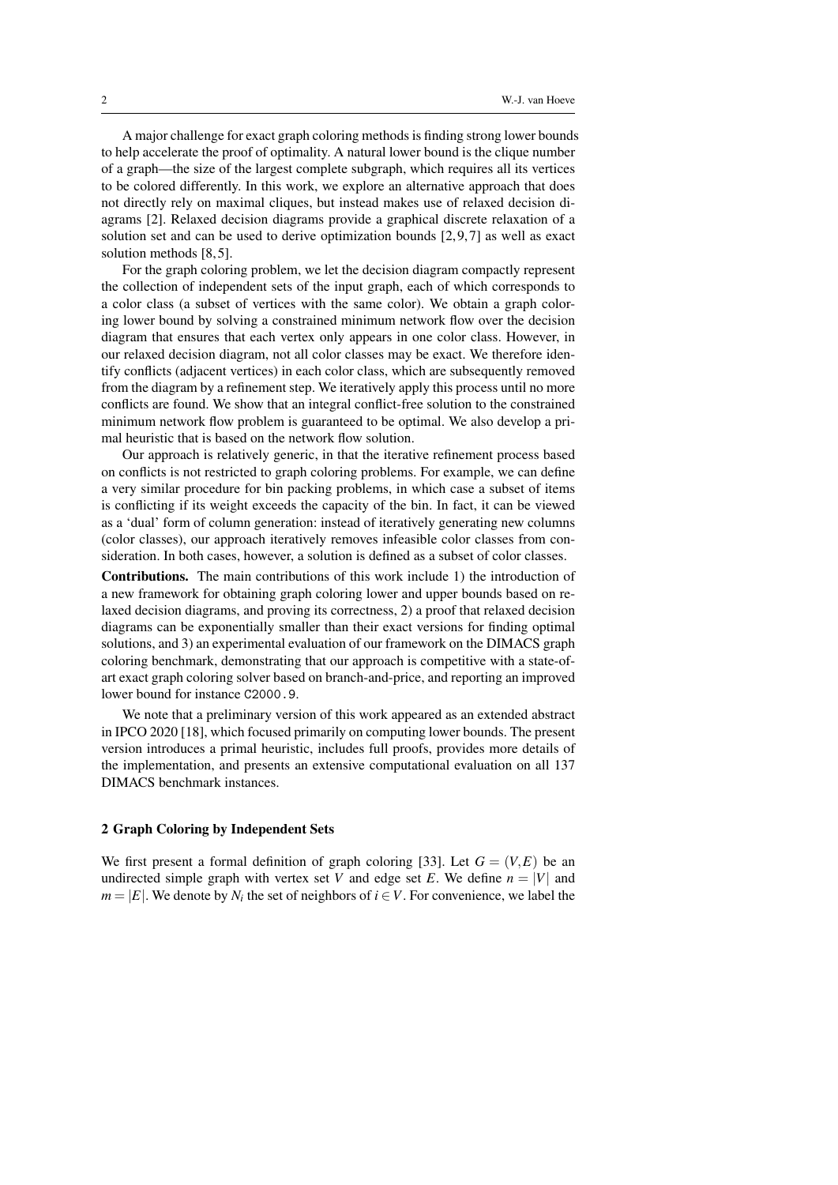A major challenge for exact graph coloring methods is finding strong lower bounds to help accelerate the proof of optimality. A natural lower bound is the clique number of a graph—the size of the largest complete subgraph, which requires all its vertices to be colored differently. In this work, we explore an alternative approach that does not directly rely on maximal cliques, but instead makes use of relaxed decision diagrams [2]. Relaxed decision diagrams provide a graphical discrete relaxation of a solution set and can be used to derive optimization bounds [2, 9, 7] as well as exact solution methods [8, 5].

For the graph coloring problem, we let the decision diagram compactly represent the collection of independent sets of the input graph, each of which corresponds to a color class (a subset of vertices with the same color). We obtain a graph coloring lower bound by solving a constrained minimum network flow over the decision diagram that ensures that each vertex only appears in one color class. However, in our relaxed decision diagram, not all color classes may be exact. We therefore identify conflicts (adjacent vertices) in each color class, which are subsequently removed from the diagram by a refinement step. We iteratively apply this process until no more conflicts are found. We show that an integral conflict-free solution to the constrained minimum network flow problem is guaranteed to be optimal. We also develop a primal heuristic that is based on the network flow solution.

Our approach is relatively generic, in that the iterative refinement process based on conflicts is not restricted to graph coloring problems. For example, we can define a very similar procedure for bin packing problems, in which case a subset of items is conflicting if its weight exceeds the capacity of the bin. In fact, it can be viewed as a 'dual' form of column generation: instead of iteratively generating new columns (color classes), our approach iteratively removes infeasible color classes from consideration. In both cases, however, a solution is defined as a subset of color classes.

**Contributions.** The main contributions of this work include 1) the introduction of a new framework for obtaining graph coloring lower and upper bounds based on relaxed decision diagrams, and proving its correctness, 2) a proof that relaxed decision diagrams can be exponentially smaller than their exact versions for finding optimal solutions, and 3) an experimental evaluation of our framework on the DIMACS graph coloring benchmark, demonstrating that our approach is competitive with a state-of-art exact graph coloring solver based on branch-and-price, and reporting an improved lower bound for instance `C2000.9`.

We note that a preliminary version of this work appeared as an extended abstract in IPCO 2020 [18], which focused primarily on computing lower bounds. The present version introduces a primal heuristic, includes full proofs, provides more details of the implementation, and presents an extensive computational evaluation on all 137 DIMACS benchmark instances.

## 2 Graph Coloring by Independent Sets

We first present a formal definition of graph coloring [33]. Let $G = (V, E)$ be an undirected simple graph with vertex set $V$ and edge set $E$. We define $n = |V|$ and $m = |E|$. We denote by $N_i$ the set of neighbors of $i \in V$. For convenience, we label the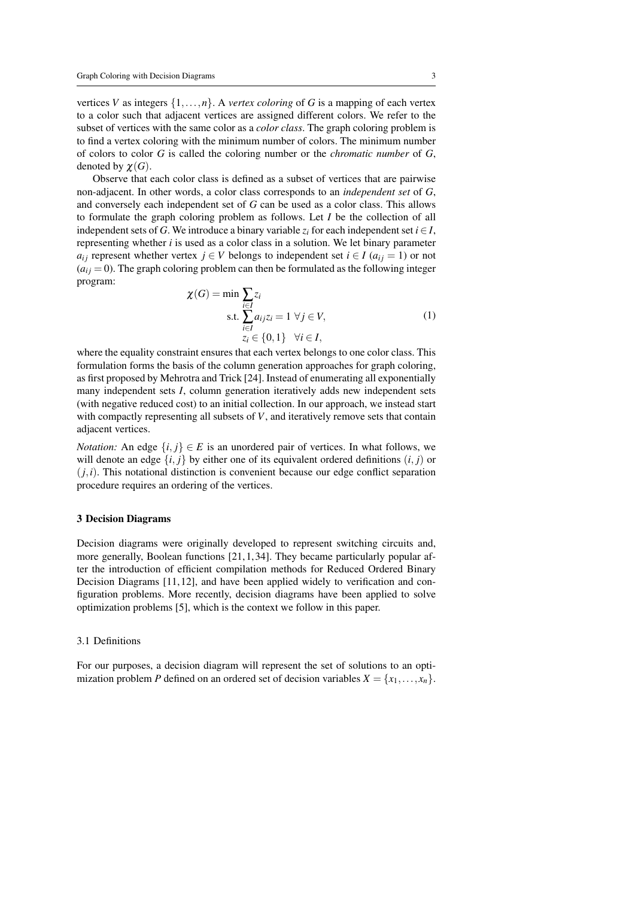vertices $V$ as integers $\{1,\ldots,n\}$. A *vertex coloring* of $G$ is a mapping of each vertex to a color such that adjacent vertices are assigned different colors. We refer to the subset of vertices with the same color as a *color class*. The graph coloring problem is to find a vertex coloring with the minimum number of colors. The minimum number of colors to color $G$ is called the coloring number or the *chromatic number* of $G$, denoted by $\chi(G)$.

Observe that each color class is defined as a subset of vertices that are pairwise non-adjacent. In other words, a color class corresponds to an *independent set* of $G$, and conversely each independent set of $G$ can be used as a color class. This allows to formulate the graph coloring problem as follows. Let $I$ be the collection of all independent sets of $G$. We introduce a binary variable $z_i$ for each independent set $i \in I$, representing whether $i$ is used as a color class in a solution. We let binary parameter $a_{ij}$ represent whether vertex $j \in V$ belongs to independent set $i \in I$ ($a_{ij} = 1$) or not ($a_{ij} = 0$). The graph coloring problem can then be formulated as the following integer program:

$$
\begin{aligned}
\chi(G) = \min \; & \sum_{i \in I} z_i \\
\text{s.t.} \; & \sum_{i \in I} a_{ij} z_i = 1 \;\; \forall j \in V, \\
& z_i \in \{0,1\} \quad \forall i \in I,
\end{aligned}
\tag{1}
$$

where the equality constraint ensures that each vertex belongs to one color class. This formulation forms the basis of the column generation approaches for graph coloring, as first proposed by Mehrotra and Trick [24]. Instead of enumerating all exponentially many independent sets $I$, column generation iteratively adds new independent sets (with negative reduced cost) to an initial collection. In our approach, we instead start with compactly representing all subsets of $V$, and iteratively remove sets that contain adjacent vertices.

*Notation:* An edge $\{i,j\} \in E$ is an unordered pair of vertices. In what follows, we will denote an edge $\{i,j\}$ by either one of its equivalent ordered definitions $(i,j)$ or $(j,i)$. This notational distinction is convenient because our edge conflict separation procedure requires an ordering of the vertices.

## 3 Decision Diagrams

Decision diagrams were originally developed to represent switching circuits and, more generally, Boolean functions [21,1,34]. They became particularly popular after the introduction of efficient compilation methods for Reduced Ordered Binary Decision Diagrams [11,12], and have been applied widely to verification and configuration problems. More recently, decision diagrams have been applied to solve optimization problems [5], which is the context we follow in this paper.

### 3.1 Definitions

For our purposes, a decision diagram will represent the set of solutions to an optimization problem $P$ defined on an ordered set of decision variables $X = \{x_1,\ldots,x_n\}$.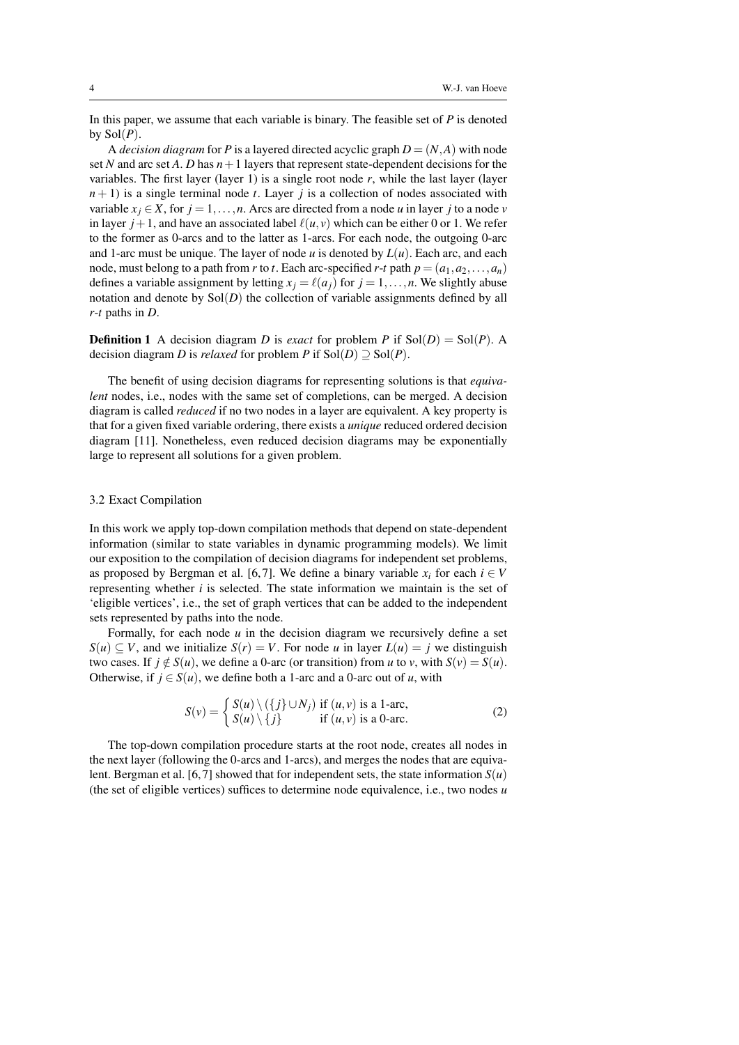In this paper, we assume that each variable is binary. The feasible set of $P$ is denoted by $\mathrm{Sol}(P)$.

A *decision diagram* for $P$ is a layered directed acyclic graph $D = (N, A)$ with node set $N$ and arc set $A$. $D$ has $n+1$ layers that represent state-dependent decisions for the variables. The first layer (layer 1) is a single root node $r$, while the last layer (layer $n+1$) is a single terminal node $t$. Layer $j$ is a collection of nodes associated with variable $x_j \in X$, for $j = 1, \ldots, n$. Arcs are directed from a node $u$ in layer $j$ to a node $v$ in layer $j+1$, and have an associated label $\ell(u, v)$ which can be either 0 or 1. We refer to the former as 0-arcs and to the latter as 1-arcs. For each node, the outgoing 0-arc and 1-arc must be unique. The layer of node $u$ is denoted by $L(u)$. Each arc, and each node, must belong to a path from $r$ to $t$. Each arc-specified $r$-$t$ path $p = (a_1, a_2, \ldots, a_n)$ defines a variable assignment by letting $x_j = \ell(a_j)$ for $j = 1, \ldots, n$. We slightly abuse notation and denote by $\mathrm{Sol}(D)$ the collection of variable assignments defined by all $r$-$t$ paths in $D$.

**Definition 1** A decision diagram $D$ is *exact* for problem $P$ if $\mathrm{Sol}(D) = \mathrm{Sol}(P)$. A decision diagram $D$ is *relaxed* for problem $P$ if $\mathrm{Sol}(D) \supseteq \mathrm{Sol}(P)$.

The benefit of using decision diagrams for representing solutions is that *equivalent* nodes, i.e., nodes with the same set of completions, can be merged. A decision diagram is called *reduced* if no two nodes in a layer are equivalent. A key property is that for a given fixed variable ordering, there exists a *unique* reduced ordered decision diagram [11]. Nonetheless, even reduced decision diagrams may be exponentially large to represent all solutions for a given problem.

### 3.2 Exact Compilation

In this work we apply top-down compilation methods that depend on state-dependent information (similar to state variables in dynamic programming models). We limit our exposition to the compilation of decision diagrams for independent set problems, as proposed by Bergman et al. [6,7]. We define a binary variable $x_i$ for each $i \in V$ representing whether $i$ is selected. The state information we maintain is the set of 'eligible vertices', i.e., the set of graph vertices that can be added to the independent sets represented by paths into the node.

Formally, for each node $u$ in the decision diagram we recursively define a set $S(u) \subseteq V$, and we initialize $S(r) = V$. For node $u$ in layer $L(u) = j$ we distinguish two cases. If $j \notin S(u)$, we define a 0-arc (or transition) from $u$ to $v$, with $S(v) = S(u)$. Otherwise, if $j \in S(u)$, we define both a 1-arc and a 0-arc out of $u$, with

$$S(v) = \begin{cases} S(u) \setminus (\{j\} \cup N_j) & \text{if } (u,v) \text{ is a 1-arc,} \\ S(u) \setminus \{j\} & \text{if } (u,v) \text{ is a 0-arc.} \end{cases} \tag{2}$$

The top-down compilation procedure starts at the root node, creates all nodes in the next layer (following the 0-arcs and 1-arcs), and merges the nodes that are equivalent. Bergman et al. [6,7] showed that for independent sets, the state information $S(u)$ (the set of eligible vertices) suffices to determine node equivalence, i.e., two nodes $u$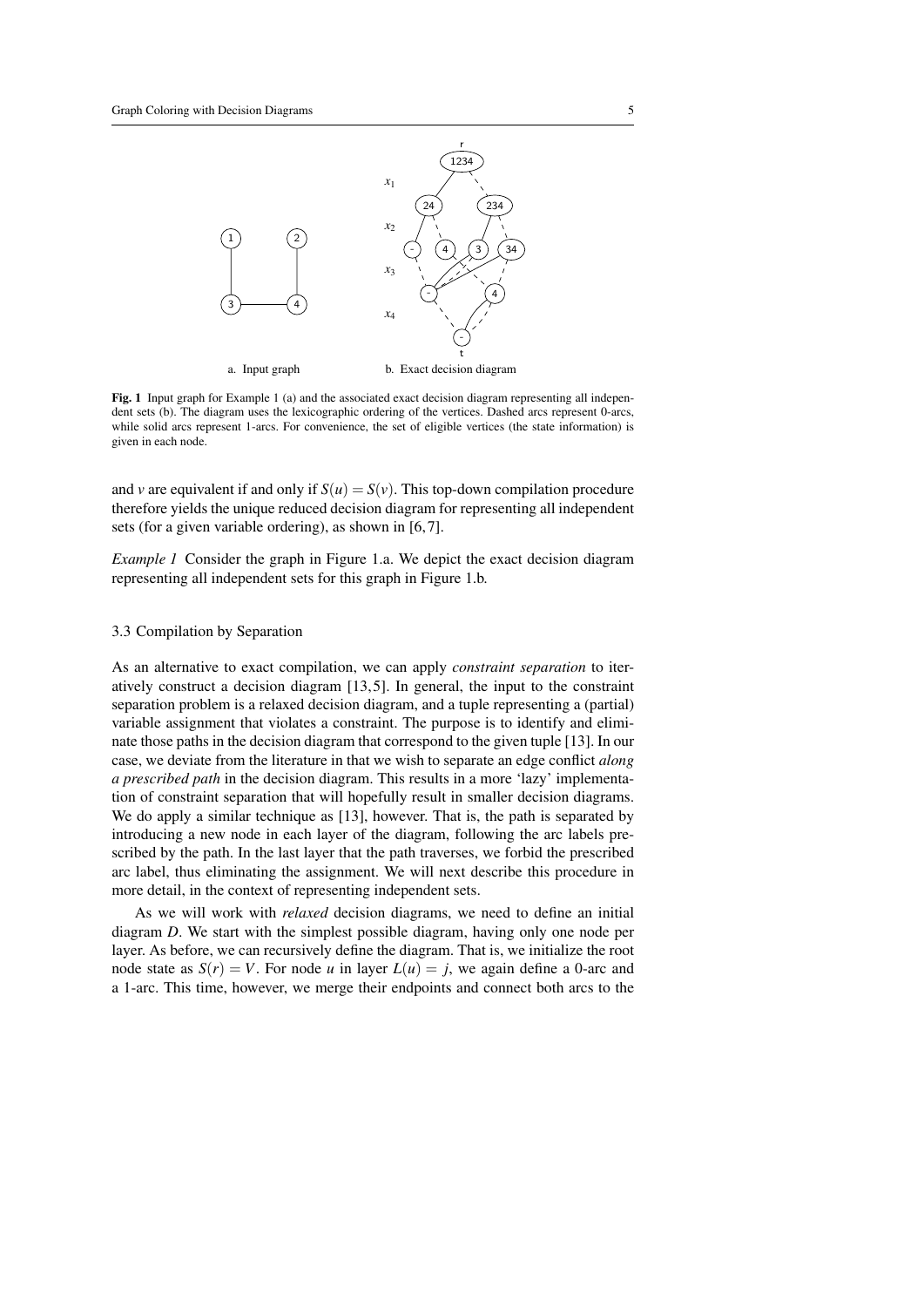a. Input graph b. Exact decision diagram

**Fig. 1** Input graph for Example 1 (a) and the associated exact decision diagram representing all independent sets (b). The diagram uses the lexicographic ordering of the vertices. Dashed arcs represent 0-arcs, while solid arcs represent 1-arcs. For convenience, the set of eligible vertices (the state information) is given in each node.

and $v$ are equivalent if and only if $S(u) = S(v)$. This top-down compilation procedure therefore yields the unique reduced decision diagram for representing all independent sets (for a given variable ordering), as shown in [6,7].

*Example 1* Consider the graph in Figure 1.a. We depict the exact decision diagram representing all independent sets for this graph in Figure 1.b.

### 3.3 Compilation by Separation

As an alternative to exact compilation, we can apply *constraint separation* to iteratively construct a decision diagram [13,5]. In general, the input to the constraint separation problem is a relaxed decision diagram, and a tuple representing a (partial) variable assignment that violates a constraint. The purpose is to identify and eliminate those paths in the decision diagram that correspond to the given tuple [13]. In our case, we deviate from the literature in that we wish to separate an edge conflict *along a prescribed path* in the decision diagram. This results in a more 'lazy' implementation of constraint separation that will hopefully result in smaller decision diagrams. We do apply a similar technique as [13], however. That is, the path is separated by introducing a new node in each layer of the diagram, following the arc labels prescribed by the path. In the last layer that the path traverses, we forbid the prescribed arc label, thus eliminating the assignment. We will next describe this procedure in more detail, in the context of representing independent sets.

As we will work with *relaxed* decision diagrams, we need to define an initial diagram $D$. We start with the simplest possible diagram, having only one node per layer. As before, we can recursively define the diagram. That is, we initialize the root node state as $S(r) = V$. For node $u$ in layer $L(u) = j$, we again define a 0-arc and a 1-arc. This time, however, we merge their endpoints and connect both arcs to the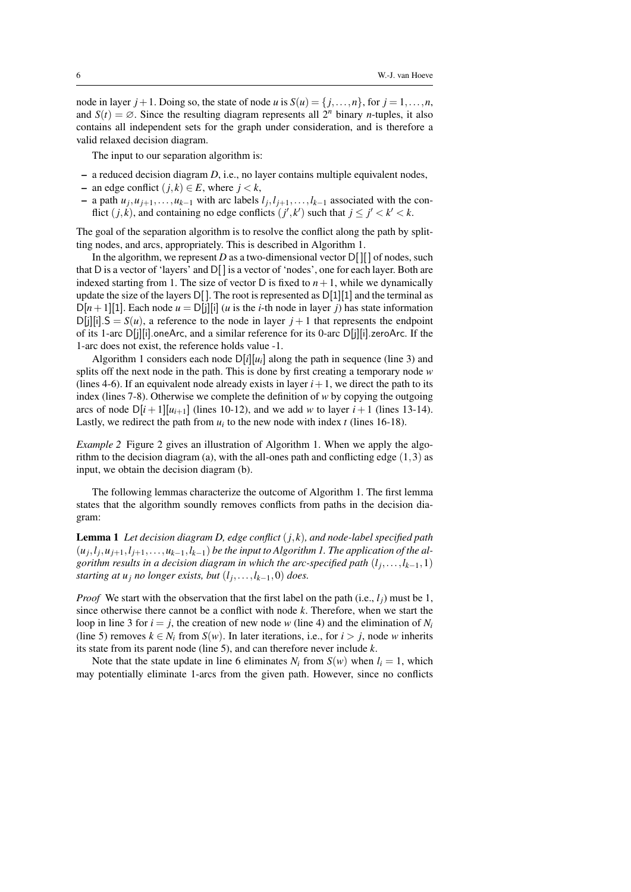node in layer $j+1$. Doing so, the state of node $u$ is $S(u) = \{j, \ldots, n\}$, for $j = 1, \ldots, n$, and $S(t) = \varnothing$. Since the resulting diagram represents all $2^n$ binary $n$-tuples, it also contains all independent sets for the graph under consideration, and is therefore a valid relaxed decision diagram.

The input to our separation algorithm is:

- a reduced decision diagram $D$, i.e., no layer contains multiple equivalent nodes,
- an edge conflict $(j,k) \in E$, where $j < k$,
- a path $u_j, u_{j+1}, \ldots, u_{k-1}$ with arc labels $l_j, l_{j+1}, \ldots, l_{k-1}$ associated with the conflict $(j,k)$, and containing no edge conflicts $(j',k')$ such that $j \leq j' < k' < k$.

The goal of the separation algorithm is to resolve the conflict along the path by splitting nodes, and arcs, appropriately. This is described in Algorithm 1.

In the algorithm, we represent $D$ as a two-dimensional vector D[][] of nodes, such that D is a vector of 'layers' and D[] is a vector of 'nodes', one for each layer. Both are indexed starting from 1. The size of vector D is fixed to $n+1$, while we dynamically update the size of the layers D[]. The root is represented as D[1][1] and the terminal as D[$n+1$][1]. Each node $u$ = D[j][i] ($u$ is the $i$-th node in layer $j$) has state information D[j][i].S $= S(u)$, a reference to the node in layer $j+1$ that represents the endpoint of its 1-arc D[j][i].oneArc, and a similar reference for its 0-arc D[j][i].zeroArc. If the 1-arc does not exist, the reference holds value -1.

Algorithm 1 considers each node D[$i$][$u_i$] along the path in sequence (line 3) and splits off the next node in the path. This is done by first creating a temporary node $w$ (lines 4-6). If an equivalent node already exists in layer $i+1$, we direct the path to its index (lines 7-8). Otherwise we complete the definition of $w$ by copying the outgoing arcs of node D[$i+1$][$u_{i+1}$] (lines 10-12), and we add $w$ to layer $i+1$ (lines 13-14). Lastly, we redirect the path from $u_i$ to the new node with index $t$ (lines 16-18).

*Example 2* Figure 2 gives an illustration of Algorithm 1. When we apply the algorithm to the decision diagram (a), with the all-ones path and conflicting edge $(1,3)$ as input, we obtain the decision diagram (b).

The following lemmas characterize the outcome of Algorithm 1. The first lemma states that the algorithm soundly removes conflicts from paths in the decision diagram:

**Lemma 1** *Let decision diagram $D$, edge conflict $(j,k)$, and node-label specified path $(u_j, l_j, u_{j+1}, l_{j+1}, \ldots, u_{k-1}, l_{k-1})$ be the input to Algorithm 1. The application of the algorithm results in a decision diagram in which the arc-specified path $(l_j, \ldots, l_{k-1}, 1)$ starting at $u_j$ no longer exists, but $(l_j, \ldots, l_{k-1}, 0)$ does.*

*Proof* We start with the observation that the first label on the path (i.e., $l_j$) must be 1, since otherwise there cannot be a conflict with node $k$. Therefore, when we start the loop in line 3 for $i = j$, the creation of new node $w$ (line 4) and the elimination of $N_i$ (line 5) removes $k \in N_i$ from $S(w)$. In later iterations, i.e., for $i > j$, node $w$ inherits its state from its parent node (line 5), and can therefore never include $k$.

Note that the state update in line 6 eliminates $N_i$ from $S(w)$ when $l_i = 1$, which may potentially eliminate 1-arcs from the given path. However, since no conflicts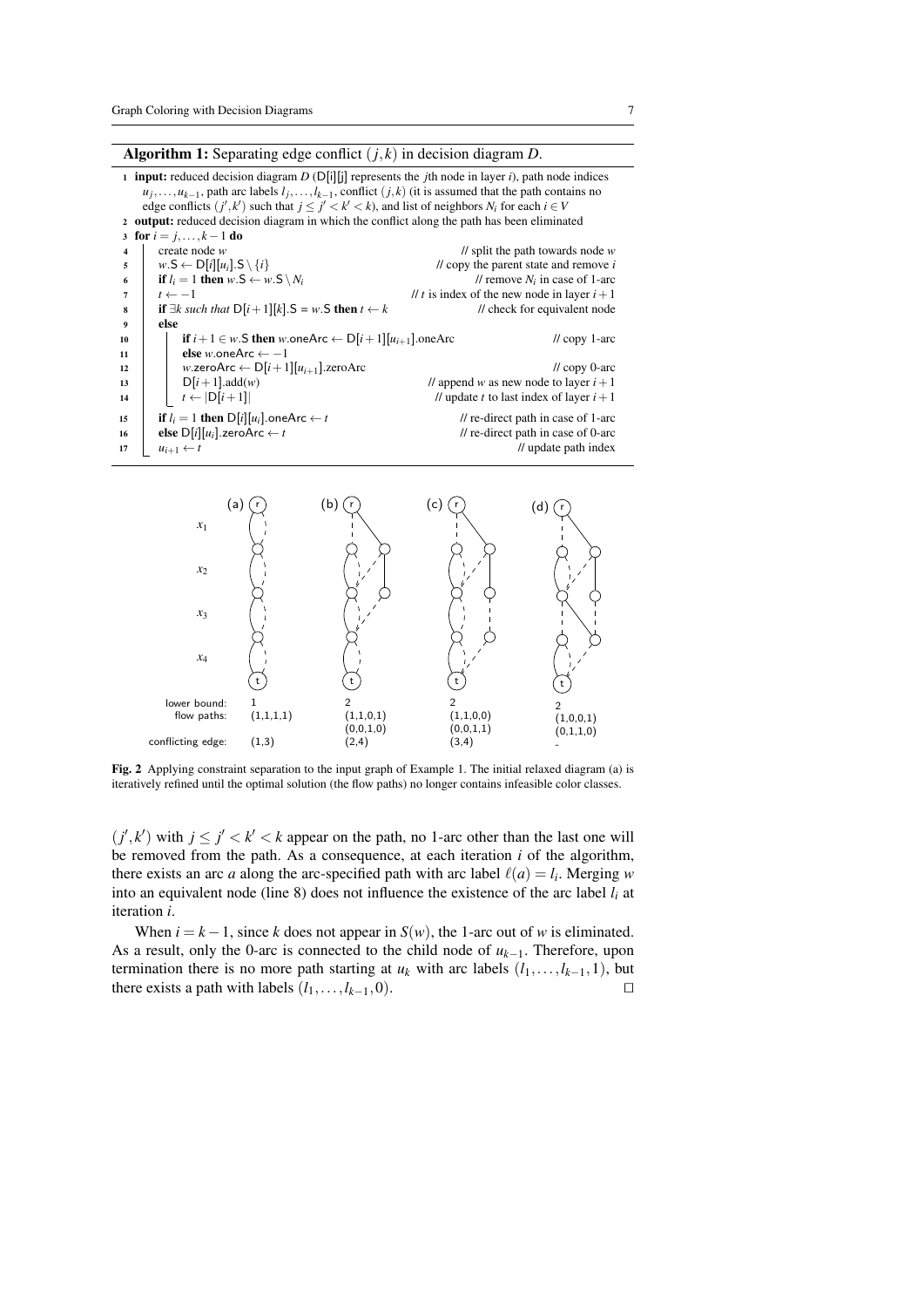**Algorithm 1:** Separating edge conflict $(j,k)$ in decision diagram $D$.

```
1  input: reduced decision diagram D (D[i][j] represents the jth node in layer i), path node indices
      u_j,...,u_{k-1}, path arc labels l_j,...,l_{k-1}, conflict (j,k) (it is assumed that the path contains no
      edge conflicts (j',k') such that j ≤ j' < k' < k), and list of neighbors N_i for each i ∈ V
2  output: reduced decision diagram in which the conflict along the path has been eliminated
3  for i = j,...,k-1 do
4      create node w                                          // split the path towards node w
5      w.S ← D[i][u_i].S \ {i}                                // copy the parent state and remove i
6      if l_i = 1 then w.S ← w.S \ N_i                        // remove N_i in case of 1-arc
7      t ← -1                                                 // t is index of the new node in layer i+1
8      if ∃k such that D[i+1][k].S = w.S then t ← k           // check for equivalent node
9      else
10         if i+1 ∈ w.S then w.oneArc ← D[i+1][u_{i+1}].oneArc  // copy 1-arc
11         else w.oneArc ← -1
12         w.zeroArc ← D[i+1][u_{i+1}].zeroArc                // copy 0-arc
13         D[i+1].add(w)                                      // append w as new node to layer i+1
14         t ← |D[i+1]|                                       // update t to last index of layer i+1
15     if l_i = 1 then D[i][u_i].oneArc ← t                   // re-direct path in case of 1-arc
16     else D[i][u_i].zeroArc ← t                             // re-direct path in case of 0-arc
17     u_{i+1} ← t                                            // update path index
```

| | (a) | (b) | (c) | (d) |
|---|---|---|---|---|
| lower bound: | 1 | 2 | 2 | 2 |
| flow paths: | (1,1,1,1) | (1,1,0,1) (0,0,1,0) | (1,1,0,0) (0,0,1,1) | (1,0,0,1) (0,1,1,0) |
| conflicting edge: | (1,3) | (2,4) | (3,4) | - |

**Fig. 2** Applying constraint separation to the input graph of Example 1. The initial relaxed diagram (a) is iteratively refined until the optimal solution (the flow paths) no longer contains infeasible color classes.

$(j',k')$ with $j \leq j' < k' < k$ appear on the path, no 1-arc other than the last one will be removed from the path. As a consequence, at each iteration $i$ of the algorithm, there exists an arc $a$ along the arc-specified path with arc label $\ell(a) = l_i$. Merging $w$ into an equivalent node (line 8) does not influence the existence of the arc label $l_i$ at iteration $i$.

When $i = k-1$, since $k$ does not appear in $S(w)$, the 1-arc out of $w$ is eliminated. As a result, only the 0-arc is connected to the child node of $u_{k-1}$. Therefore, upon termination there is no more path starting at $u_k$ with arc labels $(l_1,\ldots,l_{k-1},1)$, but there exists a path with labels $(l_1,\ldots,l_{k-1},0)$. □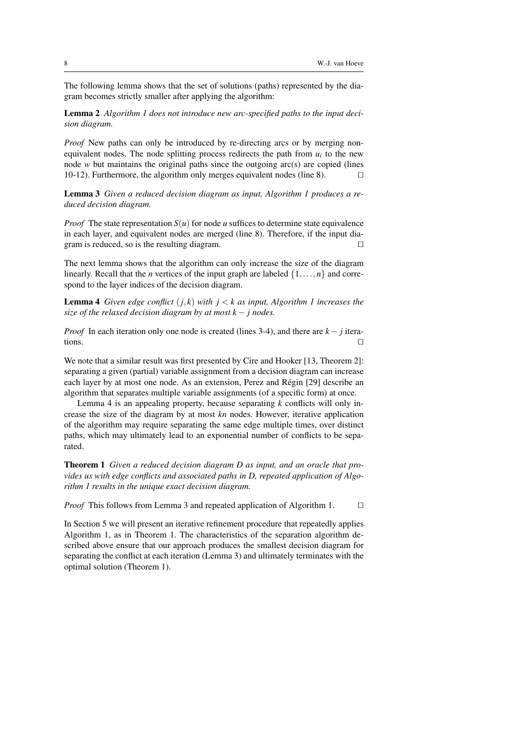The following lemma shows that the set of solutions (paths) represented by the diagram becomes strictly smaller after applying the algorithm:

**Lemma 2** *Algorithm 1 does not introduce new arc-specified paths to the input decision diagram.*

*Proof* New paths can only be introduced by re-directing arcs or by merging non-equivalent nodes. The node splitting process redirects the path from $u_i$ to the new node $w$ but maintains the original paths since the outgoing arc(s) are copied (lines 10-12). Furthermore, the algorithm only merges equivalent nodes (line 8). □

**Lemma 3** *Given a reduced decision diagram as input, Algorithm 1 produces a reduced decision diagram.*

*Proof* The state representation $S(u)$ for node $u$ suffices to determine state equivalence in each layer, and equivalent nodes are merged (line 8). Therefore, if the input diagram is reduced, so is the resulting diagram. □

The next lemma shows that the algorithm can only increase the size of the diagram linearly. Recall that the $n$ vertices of the input graph are labeled $\{1,\dots,n\}$ and correspond to the layer indices of the decision diagram.

**Lemma 4** *Given edge conflict $(j,k)$ with $j < k$ as input, Algorithm 1 increases the size of the relaxed decision diagram by at most $k - j$ nodes.*

*Proof* In each iteration only one node is created (lines 3-4), and there are $k - j$ iterations. □

We note that a similar result was first presented by Cire and Hooker [13, Theorem 2]: separating a given (partial) variable assignment from a decision diagram can increase each layer by at most one node. As an extension, Perez and Régin [29] describe an algorithm that separates multiple variable assignments (of a specific form) at once.

Lemma 4 is an appealing property, because separating $k$ conflicts will only increase the size of the diagram by at most $kn$ nodes. However, iterative application of the algorithm may require separating the same edge multiple times, over distinct paths, which may ultimately lead to an exponential number of conflicts to be separated.

**Theorem 1** *Given a reduced decision diagram D as input, and an oracle that provides us with edge conflicts and associated paths in D, repeated application of Algorithm 1 results in the unique exact decision diagram.*

*Proof* This follows from Lemma 3 and repeated application of Algorithm 1. □

In Section 5 we will present an iterative refinement procedure that repeatedly applies Algorithm 1, as in Theorem 1. The characteristics of the separation algorithm described above ensure that our approach produces the smallest decision diagram for separating the conflict at each iteration (Lemma 3) and ultimately terminates with the optimal solution (Theorem 1).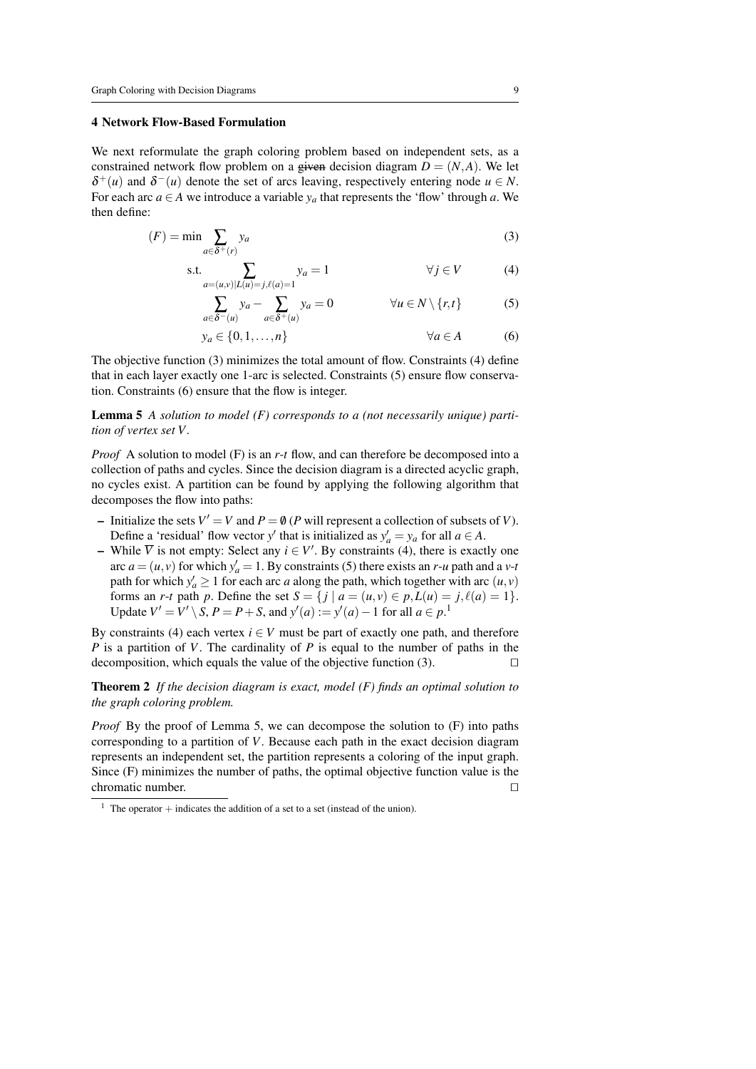## 4 Network Flow-Based Formulation

We next reformulate the graph coloring problem based on independent sets, as a constrained network flow problem on a ~~given~~ decision diagram $D = (N, A)$. We let $\delta^+(u)$ and $\delta^-(u)$ denote the set of arcs leaving, respectively entering node $u \in N$. For each arc $a \in A$ we introduce a variable $y_a$ that represents the 'flow' through $a$. We then define:

$$(F) = \min \sum_{a \in \delta^+(r)} y_a \tag{3}$$

$$\text{s.t.} \sum_{a=(u,v)|L(u)=j, \ell(a)=1} y_a = 1 \qquad \forall j \in V \tag{4}$$

$$\sum_{a \in \delta^-(u)} y_a - \sum_{a \in \delta^+(u)} y_a = 0 \qquad \forall u \in N \setminus \{r, t\} \tag{5}$$

$$y_a \in \{0, 1, \ldots, n\} \qquad \forall a \in A \tag{6}$$

The objective function (3) minimizes the total amount of flow. Constraints (4) define that in each layer exactly one 1-arc is selected. Constraints (5) ensure flow conservation. Constraints (6) ensure that the flow is integer.

**Lemma 5** *A solution to model (F) corresponds to a (not necessarily unique) partition of vertex set $V$.*

*Proof* A solution to model (F) is an *r-t* flow, and can therefore be decomposed into a collection of paths and cycles. Since the decision diagram is a directed acyclic graph, no cycles exist. A partition can be found by applying the following algorithm that decomposes the flow into paths:

- Initialize the sets $V' = V$ and $P = \emptyset$ ($P$ will represent a collection of subsets of $V$). Define a 'residual' flow vector $y'$ that is initialized as $y'_a = y_a$ for all $a \in A$.
- While $\overline{V}$ is not empty: Select any $i \in V'$. By constraints (4), there is exactly one arc $a = (u, v)$ for which $y'_a = 1$. By constraints (5) there exists an *r-u* path and a *v-t* path for which $y'_a \geq 1$ for each arc $a$ along the path, which together with arc $(u, v)$ forms an *r-t* path $p$. Define the set $S = \{j \mid a = (u, v) \in p, L(u) = j, \ell(a) = 1\}$. Update $V' = V' \setminus S$, $P = P + S$, and $y'(a) := y'(a) - 1$ for all $a \in p$.[1]

By constraints (4) each vertex $i \in V$ must be part of exactly one path, and therefore $P$ is a partition of $V$. The cardinality of $P$ is equal to the number of paths in the decomposition, which equals the value of the objective function (3). □

**Theorem 2** *If the decision diagram is exact, model (F) finds an optimal solution to the graph coloring problem.*

*Proof* By the proof of Lemma 5, we can decompose the solution to (F) into paths corresponding to a partition of $V$. Because each path in the exact decision diagram represents an independent set, the partition represents a coloring of the input graph. Since (F) minimizes the number of paths, the optimal objective function value is the chromatic number. □

[1] The operator $+$ indicates the addition of a set to a set (instead of the union).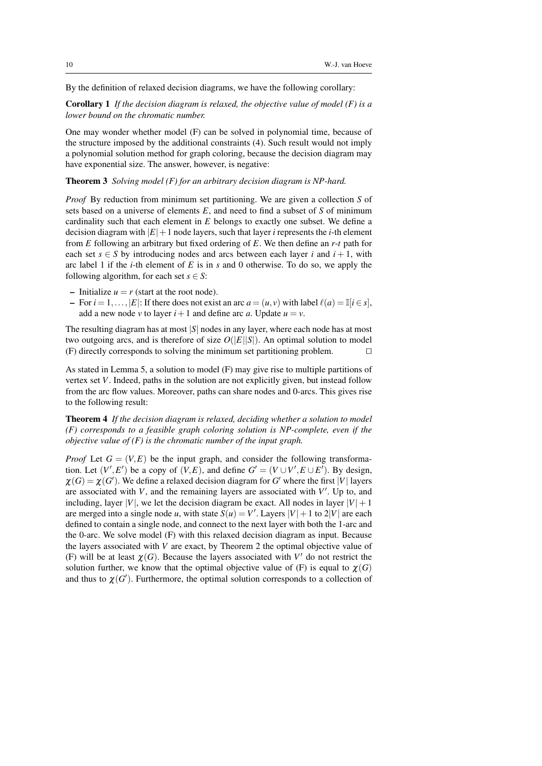By the definition of relaxed decision diagrams, we have the following corollary:

**Corollary 1** *If the decision diagram is relaxed, the objective value of model (F) is a lower bound on the chromatic number.*

One may wonder whether model (F) can be solved in polynomial time, because of the structure imposed by the additional constraints (4). Such result would not imply a polynomial solution method for graph coloring, because the decision diagram may have exponential size. The answer, however, is negative:

**Theorem 3** *Solving model (F) for an arbitrary decision diagram is NP-hard.*

*Proof* By reduction from minimum set partitioning. We are given a collection $S$ of sets based on a universe of elements $E$, and need to find a subset of $S$ of minimum cardinality such that each element in $E$ belongs to exactly one subset. We define a decision diagram with $|E|+1$ node layers, such that layer $i$ represents the $i$-th element from $E$ following an arbitrary but fixed ordering of $E$. We then define an $r$-$t$ path for each set $s \in S$ by introducing nodes and arcs between each layer $i$ and $i+1$, with arc label 1 if the $i$-th element of $E$ is in $s$ and 0 otherwise. To do so, we apply the following algorithm, for each set $s \in S$:

- Initialize $u = r$ (start at the root node).
- For $i = 1, \ldots, |E|$: If there does not exist an arc $a = (u, v)$ with label $\ell(a) = \mathbb{I}[i \in s]$, add a new node $v$ to layer $i+1$ and define arc $a$. Update $u = v$.

The resulting diagram has at most $|S|$ nodes in any layer, where each node has at most two outgoing arcs, and is therefore of size $O(|E||S|)$. An optimal solution to model (F) directly corresponds to solving the minimum set partitioning problem. $\square$

As stated in Lemma 5, a solution to model (F) may give rise to multiple partitions of vertex set $V$. Indeed, paths in the solution are not explicitly given, but instead follow from the arc flow values. Moreover, paths can share nodes and 0-arcs. This gives rise to the following result:

**Theorem 4** *If the decision diagram is relaxed, deciding whether a solution to model (F) corresponds to a feasible graph coloring solution is NP-complete, even if the objective value of (F) is the chromatic number of the input graph.*

*Proof* Let $G = (V, E)$ be the input graph, and consider the following transformation. Let $(V', E')$ be a copy of $(V, E)$, and define $G' = (V \cup V', E \cup E')$. By design, $\chi(G) = \chi(G')$. We define a relaxed decision diagram for $G'$ where the first $|V|$ layers are associated with $V$, and the remaining layers are associated with $V'$. Up to, and including, layer $|V|$, we let the decision diagram be exact. All nodes in layer $|V|+1$ are merged into a single node $u$, with state $S(u) = V'$. Layers $|V|+1$ to $2|V|$ are each defined to contain a single node, and connect to the next layer with both the 1-arc and the 0-arc. We solve model (F) with this relaxed decision diagram as input. Because the layers associated with $V$ are exact, by Theorem 2 the optimal objective value of (F) will be at least $\chi(G)$. Because the layers associated with $V'$ do not restrict the solution further, we know that the optimal objective value of (F) is equal to $\chi(G)$ and thus to $\chi(G')$. Furthermore, the optimal solution corresponds to a collection of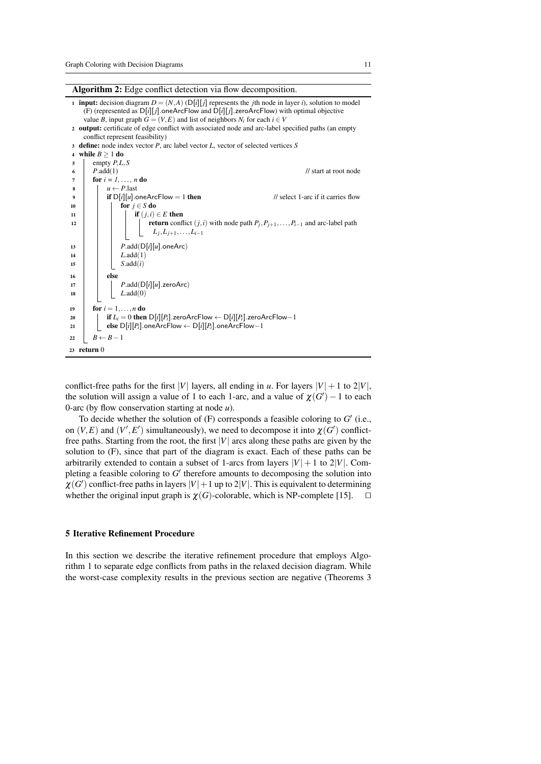**Algorithm 2:** Edge conflict detection via flow decomposition.

```
1  input: decision diagram D = (N,A) (D[i][j] represents the jth node in layer i), solution to model
   (F) (represented as D[i][j].oneArcFlow and D[i][j].zeroArcFlow) with optimal objective
   value B, input graph G = (V,E) and list of neighbors N_i for each i ∈ V
2  output: certificate of edge conflict with associated node and arc-label specified paths (an empty
   conflict represent feasibility)
3  define: node index vector P, arc label vector L, vector of selected vertices S
4  while B ≥ 1 do
5      empty P,L,S
6      P.add(1)                                                    // start at root node
7      for i = 1, ..., n do
8          u ← P.last
9          if D[i][u].oneArcFlow = 1 then                          // select 1-arc if it carries flow
10             for j ∈ S do
11                 if (j,i) ∈ E then
12                     return conflict (j,i) with node path P_j, P_{j+1}, ..., P_{i-1} and arc-label path
                       L_j, L_{j+1}, ..., L_{i-1}
13             P.add(D[i][u].oneArc)
14             L.add(1)
15             S.add(i)
16         else
17             P.add(D[i][u].zeroArc)
18             L.add(0)
19     for i = 1, ..., n do
20         if L_i = 0 then D[i][P_i].zeroArcFlow ← D[i][P_i].zeroArcFlow − 1
21         else D[i][P_i].oneArcFlow ← D[i][P_i].oneArcFlow − 1
22     B ← B − 1
23 return 0
```

conflict-free paths for the first $|V|$ layers, all ending in $u$. For layers $|V|+1$ to $2|V|$, the solution will assign a value of 1 to each 1-arc, and a value of $\chi(G')-1$ to each 0-arc (by flow conservation starting at node $u$).

To decide whether the solution of (F) corresponds a feasible coloring to $G'$ (i.e., on $(V,E)$ and $(V',E')$ simultaneously), we need to decompose it into $\chi(G')$ conflict-free paths. Starting from the root, the first $|V|$ arcs along these paths are given by the solution to (F), since that part of the diagram is exact. Each of these paths can be arbitrarily extended to contain a subset of 1-arcs from layers $|V|+1$ to $2|V|$. Completing a feasible coloring to $G'$ therefore amounts to decomposing the solution into $\chi(G')$ conflict-free paths in layers $|V|+1$ up to $2|V|$. This is equivalent to determining whether the original input graph is $\chi(G)$-colorable, which is NP-complete [15]. $\square$

## 5 Iterative Refinement Procedure

In this section we describe the iterative refinement procedure that employs Algorithm 1 to separate edge conflicts from paths in the relaxed decision diagram. While the worst-case complexity results in the previous section are negative (Theorems 3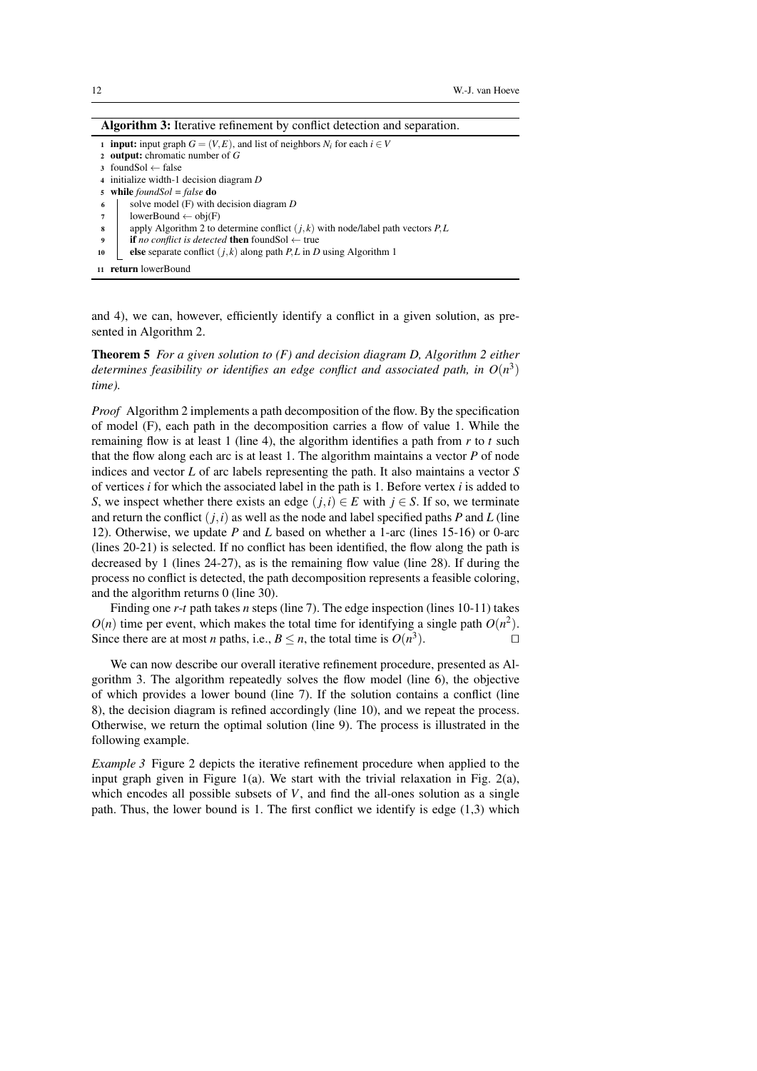**Algorithm 3:** Iterative refinement by conflict detection and separation.

```
1  input: input graph G = (V,E), and list of neighbors N_i for each i ∈ V
2  output: chromatic number of G
3  foundSol ← false
4  initialize width-1 decision diagram D
5  while foundSol = false do
6      solve model (F) with decision diagram D
7      lowerBound ← obj(F)
8      apply Algorithm 2 to determine conflict (j,k) with node/label path vectors P,L
9      if no conflict is detected then foundSol ← true
10     else separate conflict (j,k) along path P,L in D using Algorithm 1
11 return lowerBound
```

and 4), we can, however, efficiently identify a conflict in a given solution, as presented in Algorithm 2.

**Theorem 5** *For a given solution to (F) and decision diagram D, Algorithm 2 either determines feasibility or identifies an edge conflict and associated path, in $O(n^3)$ time).*

*Proof* Algorithm 2 implements a path decomposition of the flow. By the specification of model (F), each path in the decomposition carries a flow of value 1. While the remaining flow is at least 1 (line 4), the algorithm identifies a path from $r$ to $t$ such that the flow along each arc is at least 1. The algorithm maintains a vector $P$ of node indices and vector $L$ of arc labels representing the path. It also maintains a vector $S$ of vertices $i$ for which the associated label in the path is 1. Before vertex $i$ is added to $S$, we inspect whether there exists an edge $(j,i) \in E$ with $j \in S$. If so, we terminate and return the conflict $(j,i)$ as well as the node and label specified paths $P$ and $L$ (line 12). Otherwise, we update $P$ and $L$ based on whether a 1-arc (lines 15-16) or 0-arc (lines 20-21) is selected. If no conflict has been identified, the flow along the path is decreased by 1 (lines 24-27), as is the remaining flow value (line 28). If during the process no conflict is detected, the path decomposition represents a feasible coloring, and the algorithm returns 0 (line 30).

Finding one $r$-$t$ path takes $n$ steps (line 7). The edge inspection (lines 10-11) takes $O(n)$ time per event, which makes the total time for identifying a single path $O(n^2)$. Since there are at most $n$ paths, i.e., $B \leq n$, the total time is $O(n^3)$. □

We can now describe our overall iterative refinement procedure, presented as Algorithm 3. The algorithm repeatedly solves the flow model (line 6), the objective of which provides a lower bound (line 7). If the solution contains a conflict (line 8), the decision diagram is refined accordingly (line 10), and we repeat the process. Otherwise, we return the optimal solution (line 9). The process is illustrated in the following example.

*Example 3* Figure 2 depicts the iterative refinement procedure when applied to the input graph given in Figure 1(a). We start with the trivial relaxation in Fig. 2(a), which encodes all possible subsets of $V$, and find the all-ones solution as a single path. Thus, the lower bound is 1. The first conflict we identify is edge (1,3) which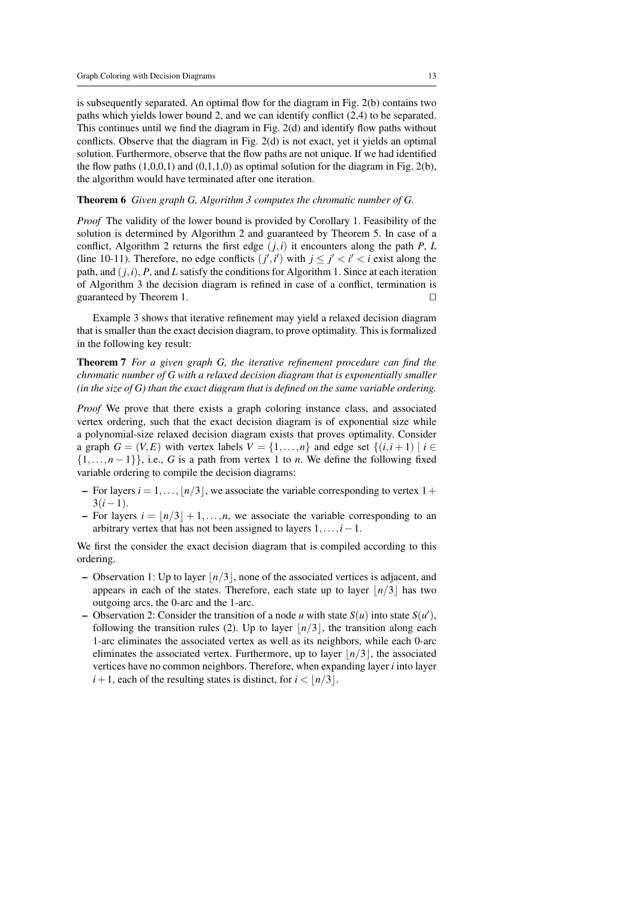is subsequently separated. An optimal flow for the diagram in Fig. 2(b) contains two paths which yields lower bound 2, and we can identify conflict (2,4) to be separated. This continues until we find the diagram in Fig. 2(d) and identify flow paths without conflicts. Observe that the diagram in Fig. 2(d) is not exact, yet it yields an optimal solution. Furthermore, observe that the flow paths are not unique. If we had identified the flow paths (1,0,0,1) and (0,1,1,0) as optimal solution for the diagram in Fig. 2(b), the algorithm would have terminated after one iteration.

**Theorem 6** *Given graph $G$, Algorithm 3 computes the chromatic number of $G$.*

*Proof* The validity of the lower bound is provided by Corollary 1. Feasibility of the solution is determined by Algorithm 2 and guaranteed by Theorem 5. In case of a conflict, Algorithm 2 returns the first edge $(j,i)$ it encounters along the path $P$, $L$ (line 10-11). Therefore, no edge conflicts $(j',i')$ with $j \leq j' < i' < i$ exist along the path, and $(j,i)$, $P$, and $L$ satisfy the conditions for Algorithm 1. Since at each iteration of Algorithm 3 the decision diagram is refined in case of a conflict, termination is guaranteed by Theorem 1. □

Example 3 shows that iterative refinement may yield a relaxed decision diagram that is smaller than the exact decision diagram, to prove optimality. This is formalized in the following key result:

**Theorem 7** *For a given graph $G$, the iterative refinement procedure can find the chromatic number of $G$ with a relaxed decision diagram that is exponentially smaller (in the size of $G$) than the exact diagram that is defined on the same variable ordering.*

*Proof* We prove that there exists a graph coloring instance class, and associated vertex ordering, such that the exact decision diagram is of exponential size while a polynomial-size relaxed decision diagram exists that proves optimality. Consider a graph $G = (V,E)$ with vertex labels $V = \{1,\ldots,n\}$ and edge set $\{(i,i+1) \mid i \in \{1,\ldots,n-1\}\}$, i.e., $G$ is a path from vertex 1 to $n$. We define the following fixed variable ordering to compile the decision diagrams:

- For layers $i = 1,\ldots,\lfloor n/3 \rfloor$, we associate the variable corresponding to vertex $1 + 3(i-1)$.
- For layers $i = \lfloor n/3 \rfloor + 1,\ldots,n$, we associate the variable corresponding to an arbitrary vertex that has not been assigned to layers $1,\ldots,i-1$.

We first the consider the exact decision diagram that is compiled according to this ordering.

- Observation 1: Up to layer $\lfloor n/3 \rfloor$, none of the associated vertices is adjacent, and appears in each of the states. Therefore, each state up to layer $\lfloor n/3 \rfloor$ has two outgoing arcs, the 0-arc and the 1-arc.
- Observation 2: Consider the transition of a node $u$ with state $S(u)$ into state $S(u')$, following the transition rules (2). Up to layer $\lfloor n/3 \rfloor$, the transition along each 1-arc eliminates the associated vertex as well as its neighbors, while each 0-arc eliminates the associated vertex. Furthermore, up to layer $\lfloor n/3 \rfloor$, the associated vertices have no common neighbors. Therefore, when expanding layer $i$ into layer $i+1$, each of the resulting states is distinct, for $i < \lfloor n/3 \rfloor$.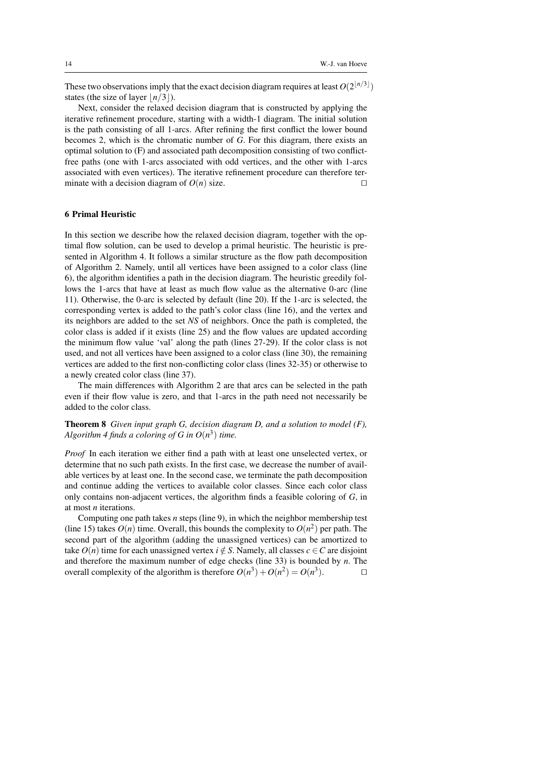These two observations imply that the exact decision diagram requires at least $O(2^{\lfloor n/3 \rfloor})$ states (the size of layer $\lfloor n/3 \rfloor$).

Next, consider the relaxed decision diagram that is constructed by applying the iterative refinement procedure, starting with a width-1 diagram. The initial solution is the path consisting of all 1-arcs. After refining the first conflict the lower bound becomes 2, which is the chromatic number of $G$. For this diagram, there exists an optimal solution to (F) and associated path decomposition consisting of two conflict-free paths (one with 1-arcs associated with odd vertices, and the other with 1-arcs associated with even vertices). The iterative refinement procedure can therefore terminate with a decision diagram of $O(n)$ size. □

## 6 Primal Heuristic

In this section we describe how the relaxed decision diagram, together with the optimal flow solution, can be used to develop a primal heuristic. The heuristic is presented in Algorithm 4. It follows a similar structure as the flow path decomposition of Algorithm 2. Namely, until all vertices have been assigned to a color class (line 6), the algorithm identifies a path in the decision diagram. The heuristic greedily follows the 1-arcs that have at least as much flow value as the alternative 0-arc (line 11). Otherwise, the 0-arc is selected by default (line 20). If the 1-arc is selected, the corresponding vertex is added to the path's color class (line 16), and the vertex and its neighbors are added to the set *NS* of neighbors. Once the path is completed, the color class is added if it exists (line 25) and the flow values are updated according the minimum flow value 'val' along the path (lines 27-29). If the color class is not used, and not all vertices have been assigned to a color class (line 30), the remaining vertices are added to the first non-conflicting color class (lines 32-35) or otherwise to a newly created color class (line 37).

The main differences with Algorithm 2 are that arcs can be selected in the path even if their flow value is zero, and that 1-arcs in the path need not necessarily be added to the color class.

**Theorem 8** *Given input graph $G$, decision diagram $D$, and a solution to model (F), Algorithm 4 finds a coloring of $G$ in $O(n^3)$ time.*

*Proof* In each iteration we either find a path with at least one unselected vertex, or determine that no such path exists. In the first case, we decrease the number of available vertices by at least one. In the second case, we terminate the path decomposition and continue adding the vertices to available color classes. Since each color class only contains non-adjacent vertices, the algorithm finds a feasible coloring of $G$, in at most $n$ iterations.

Computing one path takes $n$ steps (line 9), in which the neighbor membership test (line 15) takes $O(n)$ time. Overall, this bounds the complexity to $O(n^2)$ per path. The second part of the algorithm (adding the unassigned vertices) can be amortized to take $O(n)$ time for each unassigned vertex $i \notin S$. Namely, all classes $c \in C$ are disjoint and therefore the maximum number of edge checks (line 33) is bounded by $n$. The overall complexity of the algorithm is therefore $O(n^3) + O(n^2) = O(n^3)$. □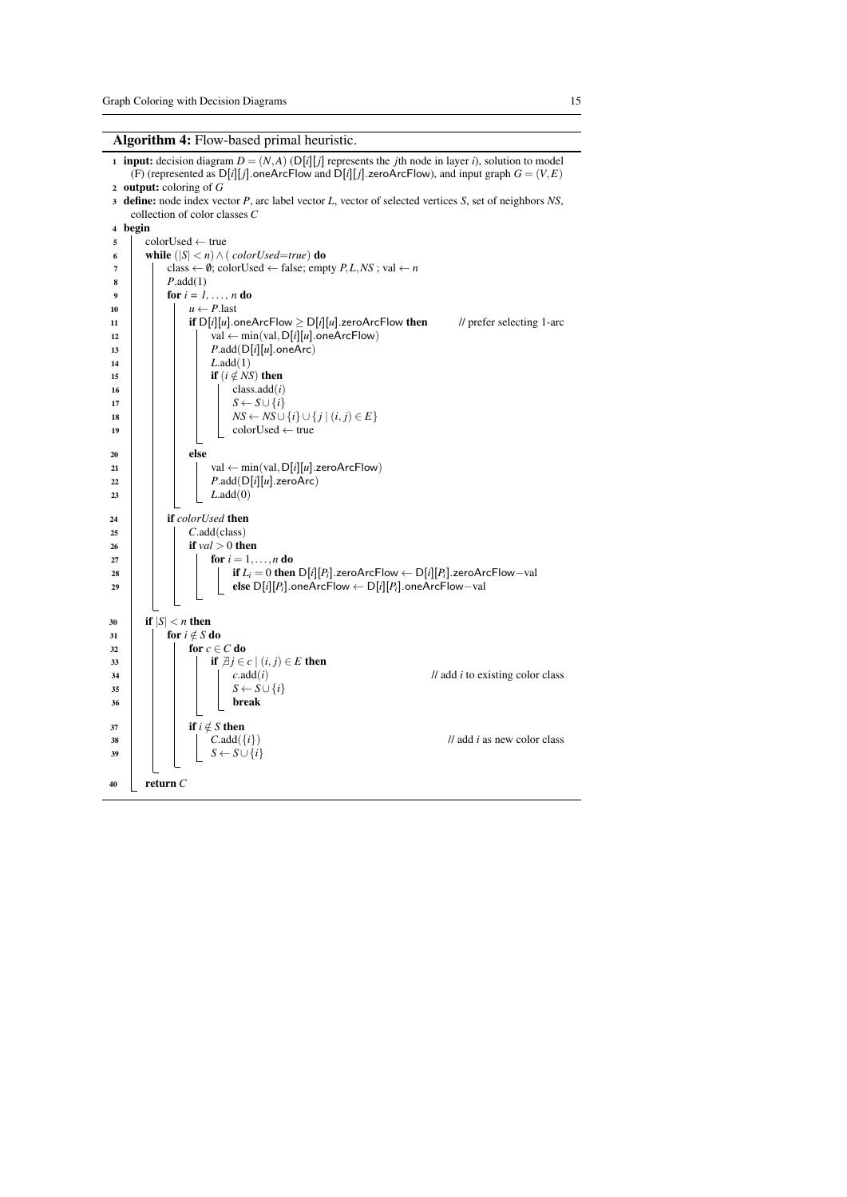**Algorithm 4:** Flow-based primal heuristic.

```
1  input: decision diagram D = (N,A) (D[i][j] represents the jth node in layer i), solution to model
   (F) (represented as D[i][j].oneArcFlow and D[i][j].zeroArcFlow), and input graph G = (V,E)
2  output: coloring of G
3  define: node index vector P, arc label vector L, vector of selected vertices S, set of neighbors NS,
   collection of color classes C
4  begin
5      colorUsed ← true
6      while (|S| < n) ∧ ( colorUsed=true) do
7          class ← ∅; colorUsed ← false; empty P,L,NS ; val ← n
8          P.add(1)
9          for i = 1, ..., n do
10             u ← P.last
11             if D[i][u].oneArcFlow ≥ D[i][u].zeroArcFlow then          // prefer selecting 1-arc
12                 val ← min(val, D[i][u].oneArcFlow)
13                 P.add(D[i][u].oneArc)
14                 L.add(1)
15                 if (i ∉ NS) then
16                     class.add(i)
17                     S ← S ∪ {i}
18                     NS ← NS ∪ {i} ∪ {j | (i,j) ∈ E}
19                     colorUsed ← true
20             else
21                 val ← min(val, D[i][u].zeroArcFlow)
22                 P.add(D[i][u].zeroArc)
23                 L.add(0)
24         if colorUsed then
25             C.add(class)
26             if val > 0 then
27                 for i = 1,...,n do
28                     if L_i = 0 then D[i][P_i].zeroArcFlow ← D[i][P_i].zeroArcFlow − val
29                     else D[i][P_i].oneArcFlow ← D[i][P_i].oneArcFlow − val
30     if |S| < n then
31         for i ∉ S do
32             for c ∈ C do
33                 if ∄j ∈ c | (i,j) ∈ E then
34                     c.add(i)                                           // add i to existing color class
35                     S ← S ∪ {i}
36                     break
37             if i ∉ S then
38                 C.add({i})                                             // add i as new color class
39                 S ← S ∪ {i}
40     return C
```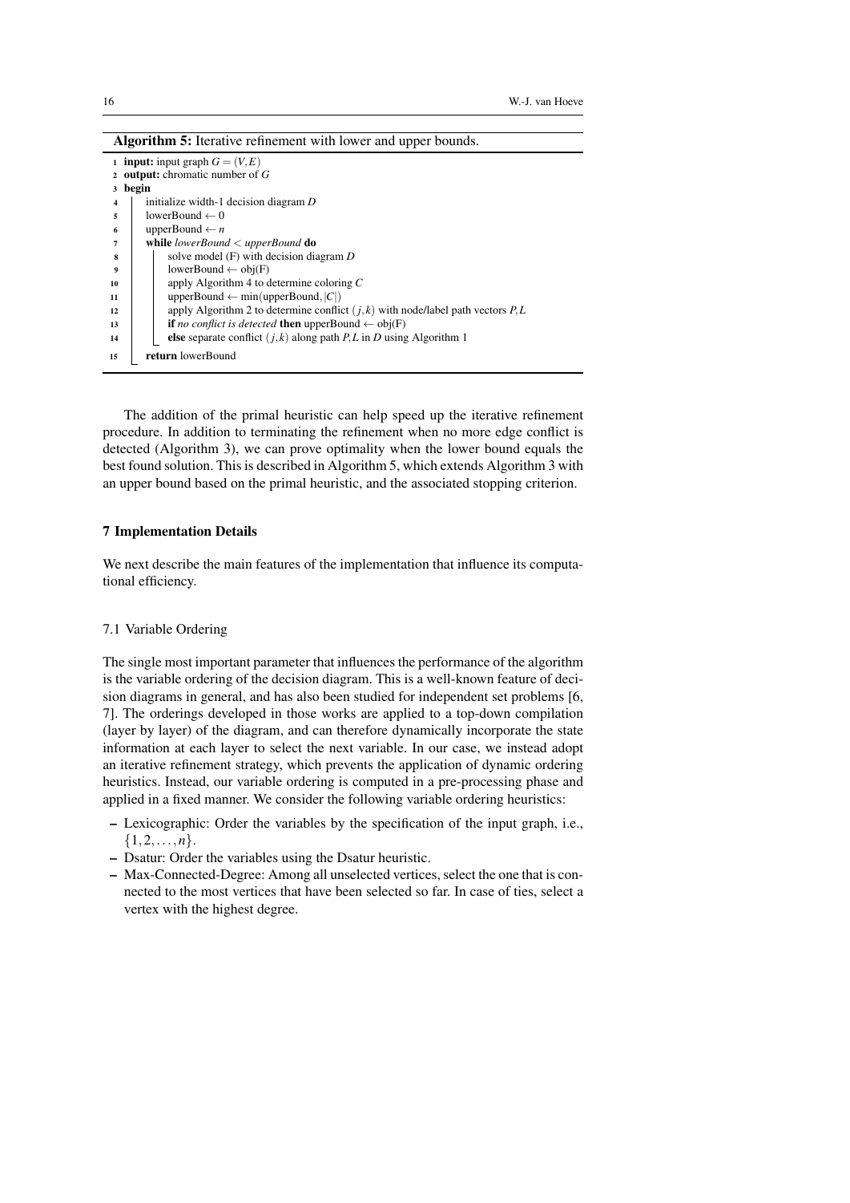**Algorithm 5:** Iterative refinement with lower and upper bounds.

```
1  input: input graph G = (V,E)
2  output: chromatic number of G
3  begin
4      initialize width-1 decision diagram D
5      lowerBound ← 0
6      upperBound ← n
7      while lowerBound < upperBound do
8          solve model (F) with decision diagram D
9          lowerBound ← obj(F)
10         apply Algorithm 4 to determine coloring C
11         upperBound ← min(upperBound, |C|)
12         apply Algorithm 2 to determine conflict (j,k) with node/label path vectors P,L
13         if no conflict is detected then upperBound ← obj(F)
14         else separate conflict (j,k) along path P,L in D using Algorithm 1
15     return lowerBound
```

The addition of the primal heuristic can help speed up the iterative refinement procedure. In addition to terminating the refinement when no more edge conflict is detected (Algorithm 3), we can prove optimality when the lower bound equals the best found solution. This is described in Algorithm 5, which extends Algorithm 3 with an upper bound based on the primal heuristic, and the associated stopping criterion.

## 7 Implementation Details

We next describe the main features of the implementation that influence its computational efficiency.

### 7.1 Variable Ordering

The single most important parameter that influences the performance of the algorithm is the variable ordering of the decision diagram. This is a well-known feature of decision diagrams in general, and has also been studied for independent set problems [6, 7]. The orderings developed in those works are applied to a top-down compilation (layer by layer) of the diagram, and can therefore dynamically incorporate the state information at each layer to select the next variable. In our case, we instead adopt an iterative refinement strategy, which prevents the application of dynamic ordering heuristics. Instead, our variable ordering is computed in a pre-processing phase and applied in a fixed manner. We consider the following variable ordering heuristics:

- Lexicographic: Order the variables by the specification of the input graph, i.e., $\{1,2,\ldots,n\}$.
- Dsatur: Order the variables using the Dsatur heuristic.
- Max-Connected-Degree: Among all unselected vertices, select the one that is connected to the most vertices that have been selected so far. In case of ties, select a vertex with the highest degree.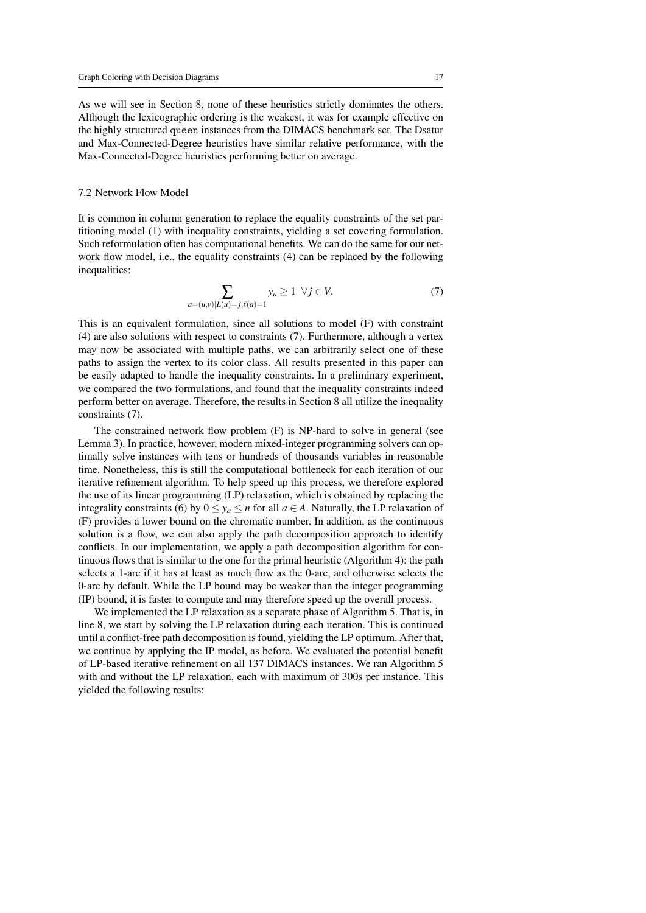As we will see in Section 8, none of these heuristics strictly dominates the others. Although the lexicographic ordering is the weakest, it was for example effective on the highly structured `queen` instances from the DIMACS benchmark set. The Dsatur and Max-Connected-Degree heuristics have similar relative performance, with the Max-Connected-Degree heuristics performing better on average.

### 7.2 Network Flow Model

It is common in column generation to replace the equality constraints of the set partitioning model (1) with inequality constraints, yielding a set covering formulation. Such reformulation often has computational benefits. We can do the same for our network flow model, i.e., the equality constraints (4) can be replaced by the following inequalities:

$$\sum_{a=(u,v)|L(u)=j,\ell(a)=1} y_a \geq 1 \quad \forall j \in V. \tag{7}$$

This is an equivalent formulation, since all solutions to model (F) with constraint (4) are also solutions with respect to constraints (7). Furthermore, although a vertex may now be associated with multiple paths, we can arbitrarily select one of these paths to assign the vertex to its color class. All results presented in this paper can be easily adapted to handle the inequality constraints. In a preliminary experiment, we compared the two formulations, and found that the inequality constraints indeed perform better on average. Therefore, the results in Section 8 all utilize the inequality constraints (7).

The constrained network flow problem (F) is NP-hard to solve in general (see Lemma 3). In practice, however, modern mixed-integer programming solvers can optimally solve instances with tens or hundreds of thousands variables in reasonable time. Nonetheless, this is still the computational bottleneck for each iteration of our iterative refinement algorithm. To help speed up this process, we therefore explored the use of its linear programming (LP) relaxation, which is obtained by replacing the integrality constraints (6) by $0 \leq y_a \leq n$ for all $a \in A$. Naturally, the LP relaxation of (F) provides a lower bound on the chromatic number. In addition, as the continuous solution is a flow, we can also apply the path decomposition approach to identify conflicts. In our implementation, we apply a path decomposition algorithm for continuous flows that is similar to the one for the primal heuristic (Algorithm 4): the path selects a 1-arc if it has at least as much flow as the 0-arc, and otherwise selects the 0-arc by default. While the LP bound may be weaker than the integer programming (IP) bound, it is faster to compute and may therefore speed up the overall process.

We implemented the LP relaxation as a separate phase of Algorithm 5. That is, in line 8, we start by solving the LP relaxation during each iteration. This is continued until a conflict-free path decomposition is found, yielding the LP optimum. After that, we continue by applying the IP model, as before. We evaluated the potential benefit of LP-based iterative refinement on all 137 DIMACS instances. We ran Algorithm 5 with and without the LP relaxation, each with maximum of 300s per instance. This yielded the following results: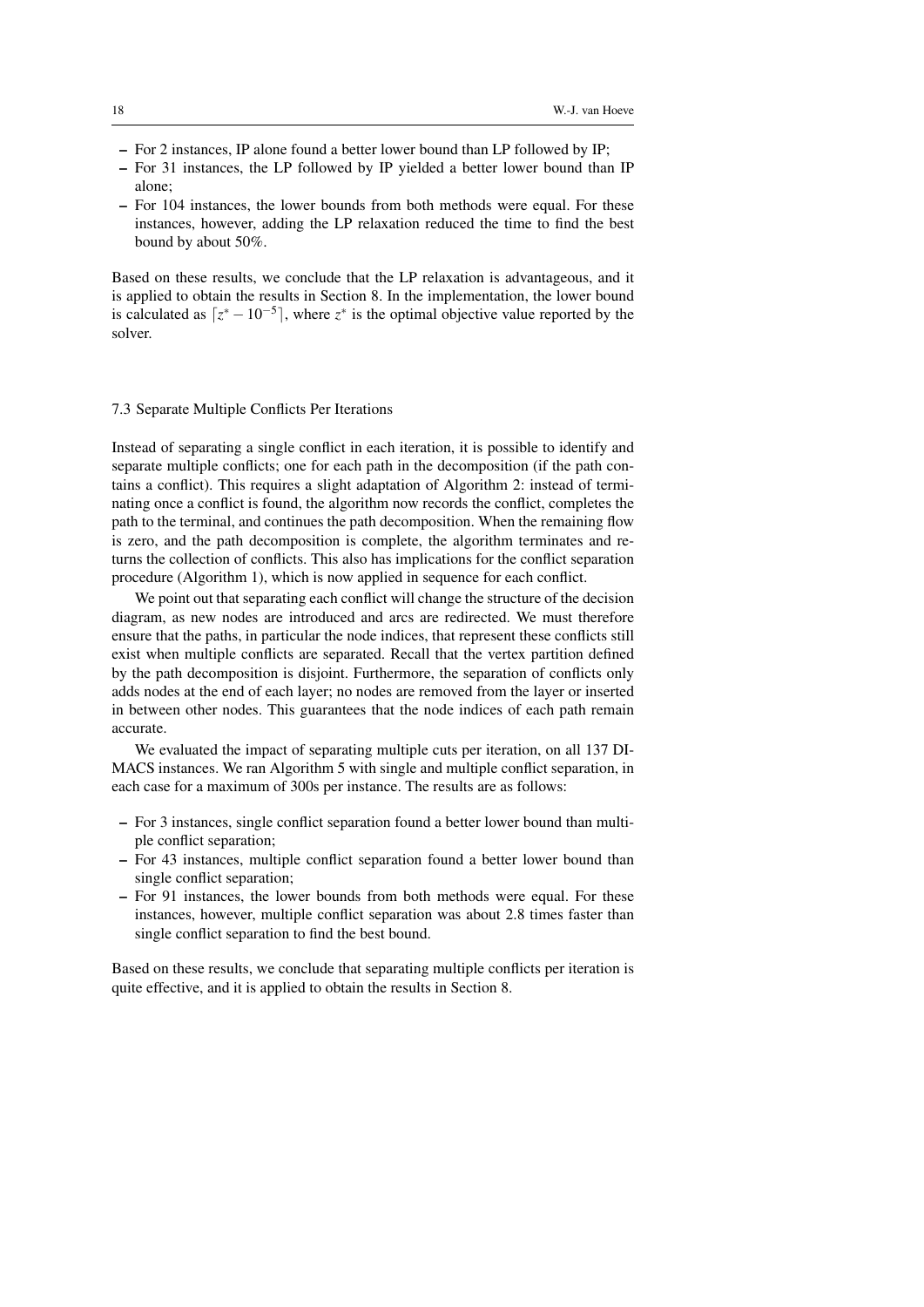- For 2 instances, IP alone found a better lower bound than LP followed by IP;
- For 31 instances, the LP followed by IP yielded a better lower bound than IP alone;
- For 104 instances, the lower bounds from both methods were equal. For these instances, however, adding the LP relaxation reduced the time to find the best bound by about 50%.

Based on these results, we conclude that the LP relaxation is advantageous, and it is applied to obtain the results in Section 8. In the implementation, the lower bound is calculated as $\lceil z^* - 10^{-5} \rceil$, where $z^*$ is the optimal objective value reported by the solver.

### 7.3 Separate Multiple Conflicts Per Iterations

Instead of separating a single conflict in each iteration, it is possible to identify and separate multiple conflicts; one for each path in the decomposition (if the path contains a conflict). This requires a slight adaptation of Algorithm 2: instead of terminating once a conflict is found, the algorithm now records the conflict, completes the path to the terminal, and continues the path decomposition. When the remaining flow is zero, and the path decomposition is complete, the algorithm terminates and returns the collection of conflicts. This also has implications for the conflict separation procedure (Algorithm 1), which is now applied in sequence for each conflict.

We point out that separating each conflict will change the structure of the decision diagram, as new nodes are introduced and arcs are redirected. We must therefore ensure that the paths, in particular the node indices, that represent these conflicts still exist when multiple conflicts are separated. Recall that the vertex partition defined by the path decomposition is disjoint. Furthermore, the separation of conflicts only adds nodes at the end of each layer; no nodes are removed from the layer or inserted in between other nodes. This guarantees that the node indices of each path remain accurate.

We evaluated the impact of separating multiple cuts per iteration, on all 137 DIMACS instances. We ran Algorithm 5 with single and multiple conflict separation, in each case for a maximum of 300s per instance. The results are as follows:

- For 3 instances, single conflict separation found a better lower bound than multiple conflict separation;
- For 43 instances, multiple conflict separation found a better lower bound than single conflict separation;
- For 91 instances, the lower bounds from both methods were equal. For these instances, however, multiple conflict separation was about 2.8 times faster than single conflict separation to find the best bound.

Based on these results, we conclude that separating multiple conflicts per iteration is quite effective, and it is applied to obtain the results in Section 8.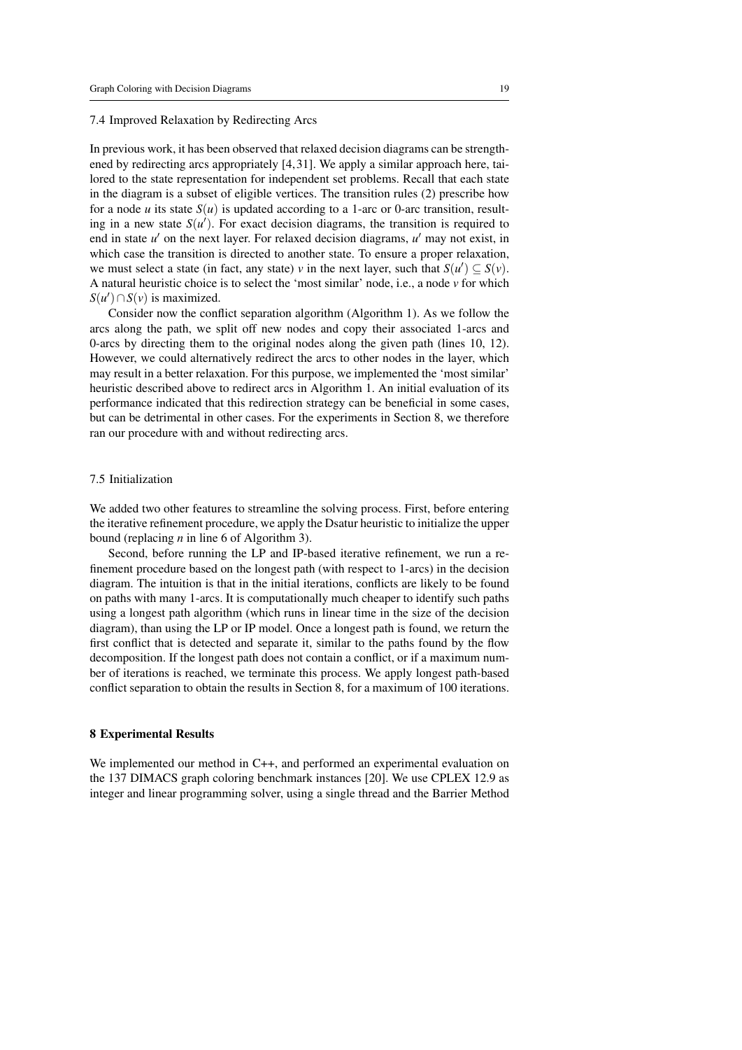### 7.4 Improved Relaxation by Redirecting Arcs

In previous work, it has been observed that relaxed decision diagrams can be strengthened by redirecting arcs appropriately [4, 31]. We apply a similar approach here, tailored to the state representation for independent set problems. Recall that each state in the diagram is a subset of eligible vertices. The transition rules (2) prescribe how for a node $u$ its state $S(u)$ is updated according to a 1-arc or 0-arc transition, resulting in a new state $S(u')$. For exact decision diagrams, the transition is required to end in state $u'$ on the next layer. For relaxed decision diagrams, $u'$ may not exist, in which case the transition is directed to another state. To ensure a proper relaxation, we must select a state (in fact, any state) $v$ in the next layer, such that $S(u') \subseteq S(v)$. A natural heuristic choice is to select the 'most similar' node, i.e., a node $v$ for which $S(u') \cap S(v)$ is maximized.

Consider now the conflict separation algorithm (Algorithm 1). As we follow the arcs along the path, we split off new nodes and copy their associated 1-arcs and 0-arcs by directing them to the original nodes along the given path (lines 10, 12). However, we could alternatively redirect the arcs to other nodes in the layer, which may result in a better relaxation. For this purpose, we implemented the 'most similar' heuristic described above to redirect arcs in Algorithm 1. An initial evaluation of its performance indicated that this redirection strategy can be beneficial in some cases, but can be detrimental in other cases. For the experiments in Section 8, we therefore ran our procedure with and without redirecting arcs.

### 7.5 Initialization

We added two other features to streamline the solving process. First, before entering the iterative refinement procedure, we apply the Dsatur heuristic to initialize the upper bound (replacing $n$ in line 6 of Algorithm 3).

Second, before running the LP and IP-based iterative refinement, we run a refinement procedure based on the longest path (with respect to 1-arcs) in the decision diagram. The intuition is that in the initial iterations, conflicts are likely to be found on paths with many 1-arcs. It is computationally much cheaper to identify such paths using a longest path algorithm (which runs in linear time in the size of the decision diagram), than using the LP or IP model. Once a longest path is found, we return the first conflict that is detected and separate it, similar to the paths found by the flow decomposition. If the longest path does not contain a conflict, or if a maximum number of iterations is reached, we terminate this process. We apply longest path-based conflict separation to obtain the results in Section 8, for a maximum of 100 iterations.

## 8 Experimental Results

We implemented our method in C++, and performed an experimental evaluation on the 137 DIMACS graph coloring benchmark instances [20]. We use CPLEX 12.9 as integer and linear programming solver, using a single thread and the Barrier Method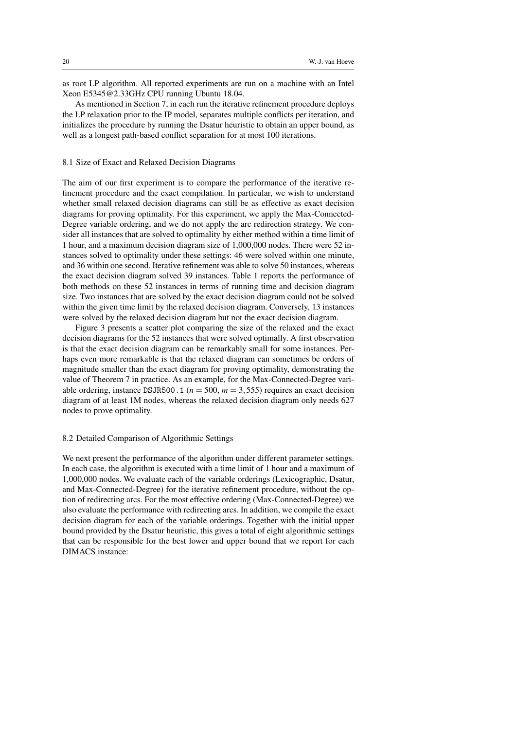as root LP algorithm. All reported experiments are run on a machine with an Intel Xeon E5345@2.33GHz CPU running Ubuntu 18.04.

As mentioned in Section 7, in each run the iterative refinement procedure deploys the LP relaxation prior to the IP model, separates multiple conflicts per iteration, and initializes the procedure by running the Dsatur heuristic to obtain an upper bound, as well as a longest path-based conflict separation for at most 100 iterations.

### 8.1 Size of Exact and Relaxed Decision Diagrams

The aim of our first experiment is to compare the performance of the iterative refinement procedure and the exact compilation. In particular, we wish to understand whether small relaxed decision diagrams can still be as effective as exact decision diagrams for proving optimality. For this experiment, we apply the Max-Connected-Degree variable ordering, and we do not apply the arc redirection strategy. We consider all instances that are solved to optimality by either method within a time limit of 1 hour, and a maximum decision diagram size of 1,000,000 nodes. There were 52 instances solved to optimality under these settings: 46 were solved within one minute, and 36 within one second. Iterative refinement was able to solve 50 instances, whereas the exact decision diagram solved 39 instances. Table 1 reports the performance of both methods on these 52 instances in terms of running time and decision diagram size. Two instances that are solved by the exact decision diagram could not be solved within the given time limit by the relaxed decision diagram. Conversely, 13 instances were solved by the relaxed decision diagram but not the exact decision diagram.

Figure 3 presents a scatter plot comparing the size of the relaxed and the exact decision diagrams for the 52 instances that were solved optimally. A first observation is that the exact decision diagram can be remarkably small for some instances. Perhaps even more remarkable is that the relaxed diagram can sometimes be orders of magnitude smaller than the exact diagram for proving optimality, demonstrating the value of Theorem 7 in practice. As an example, for the Max-Connected-Degree variable ordering, instance `DSJR500.1` ($n = 500$, $m = 3,555$) requires an exact decision diagram of at least 1M nodes, whereas the relaxed decision diagram only needs 627 nodes to prove optimality.

### 8.2 Detailed Comparison of Algorithmic Settings

We next present the performance of the algorithm under different parameter settings. In each case, the algorithm is executed with a time limit of 1 hour and a maximum of 1,000,000 nodes. We evaluate each of the variable orderings (Lexicographic, Dsatur, and Max-Connected-Degree) for the iterative refinement procedure, without the option of redirecting arcs. For the most effective ordering (Max-Connected-Degree) we also evaluate the performance with redirecting arcs. In addition, we compile the exact decision diagram for each of the variable orderings. Together with the initial upper bound provided by the Dsatur heuristic, this gives a total of eight algorithmic settings that can be responsible for the best lower and upper bound that we report for each DIMACS instance: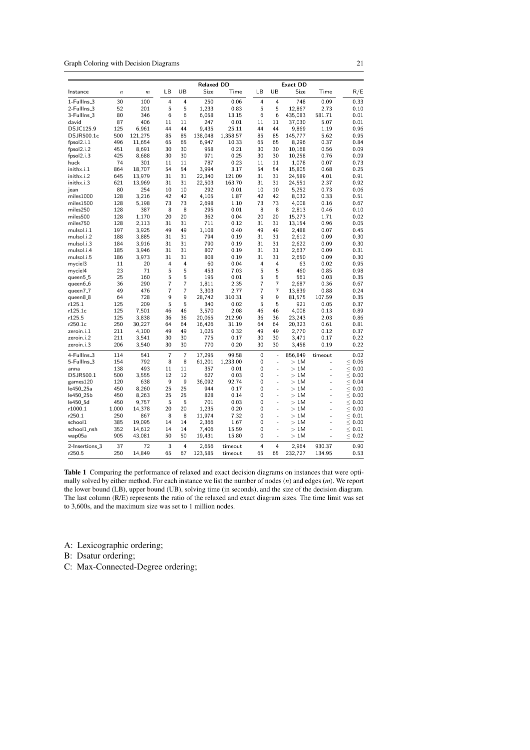| | | | Relaxed DD | | | | Exact DD | | | | |
|---|---|---|---|---|---|---|---|---|---|---|---|
| Instance | $n$ | $m$ | LB | UB | Size | Time | LB | UB | Size | Time | R/E |
| 1-FullIns_3 | 30 | 100 | 4 | 4 | 250 | 0.06 | 4 | 4 | 748 | 0.09 | 0.33 |
| 2-FullIns_3 | 52 | 201 | 5 | 5 | 1,233 | 0.83 | 5 | 5 | 12,867 | 2.73 | 0.10 |
| 3-FullIns_3 | 80 | 346 | 6 | 6 | 6,058 | 13.15 | 6 | 6 | 435,083 | 581.71 | 0.01 |
| david | 87 | 406 | 11 | 11 | 247 | 0.01 | 11 | 11 | 37,030 | 5.07 | 0.01 |
| DSJC125.9 | 125 | 6,961 | 44 | 44 | 9,435 | 25.11 | 44 | 44 | 9,869 | 1.19 | 0.96 |
| DSJR500.1c | 500 | 121,275 | 85 | 85 | 138,048 | 1,358.57 | 85 | 85 | 145,777 | 5.62 | 0.95 |
| fpsol2.i.1 | 496 | 11,654 | 65 | 65 | 6,947 | 10.33 | 65 | 65 | 8,296 | 0.37 | 0.84 |
| fpsol2.i.2 | 451 | 8,691 | 30 | 30 | 958 | 0.21 | 30 | 30 | 10,168 | 0.56 | 0.09 |
| fpsol2.i.3 | 425 | 8,688 | 30 | 30 | 971 | 0.25 | 30 | 30 | 10,258 | 0.76 | 0.09 |
| huck | 74 | 301 | 11 | 11 | 787 | 0.23 | 11 | 11 | 1,078 | 0.07 | 0.73 |
| inithx.i.1 | 864 | 18,707 | 54 | 54 | 3,994 | 3.17 | 54 | 54 | 15,805 | 0.68 | 0.25 |
| inithx.i.2 | 645 | 13,979 | 31 | 31 | 22,340 | 121.09 | 31 | 31 | 24,589 | 4.01 | 0.91 |
| inithx.i.3 | 621 | 13,969 | 31 | 31 | 22,503 | 163.70 | 31 | 31 | 24,551 | 2.37 | 0.92 |
| jean | 80 | 254 | 10 | 10 | 292 | 0.01 | 10 | 10 | 5,252 | 0.73 | 0.06 |
| miles1000 | 128 | 3,216 | 42 | 42 | 4,105 | 1.87 | 42 | 42 | 8,032 | 0.33 | 0.51 |
| miles1500 | 128 | 5,198 | 73 | 73 | 2,698 | 1.10 | 73 | 73 | 4,008 | 0.16 | 0.67 |
| miles250 | 128 | 387 | 8 | 8 | 295 | 0.01 | 8 | 8 | 2,813 | 0.46 | 0.10 |
| miles500 | 128 | 1,170 | 20 | 20 | 362 | 0.04 | 20 | 20 | 15,273 | 1.71 | 0.02 |
| miles750 | 128 | 2,113 | 31 | 31 | 711 | 0.12 | 31 | 31 | 13,154 | 0.96 | 0.05 |
| mulsol.i.1 | 197 | 3,925 | 49 | 49 | 1,108 | 0.40 | 49 | 49 | 2,488 | 0.07 | 0.45 |
| mulsol.i.2 | 188 | 3,885 | 31 | 31 | 794 | 0.19 | 31 | 31 | 2,612 | 0.09 | 0.30 |
| mulsol.i.3 | 184 | 3,916 | 31 | 31 | 790 | 0.19 | 31 | 31 | 2,622 | 0.09 | 0.30 |
| mulsol.i.4 | 185 | 3,946 | 31 | 31 | 807 | 0.19 | 31 | 31 | 2,637 | 0.09 | 0.31 |
| mulsol.i.5 | 186 | 3,973 | 31 | 31 | 808 | 0.19 | 31 | 31 | 2,650 | 0.09 | 0.30 |
| myciel3 | 11 | 20 | 4 | 4 | 60 | 0.04 | 4 | 4 | 63 | 0.02 | 0.95 |
| myciel4 | 23 | 71 | 5 | 5 | 453 | 7.03 | 5 | 5 | 460 | 0.85 | 0.98 |
| queen5_5 | 25 | 160 | 5 | 5 | 195 | 0.01 | 5 | 5 | 561 | 0.03 | 0.35 |
| queen6_6 | 36 | 290 | 7 | 7 | 1,811 | 2.35 | 7 | 7 | 2,687 | 0.36 | 0.67 |
| queen7_7 | 49 | 476 | 7 | 7 | 3,303 | 2.77 | 7 | 7 | 13,839 | 0.88 | 0.24 |
| queen8_8 | 64 | 728 | 9 | 9 | 28,742 | 310.31 | 9 | 9 | 81,575 | 107.59 | 0.35 |
| r125.1 | 125 | 209 | 5 | 5 | 340 | 0.02 | 5 | 5 | 921 | 0.05 | 0.37 |
| r125.1c | 125 | 7,501 | 46 | 46 | 3,570 | 2.08 | 46 | 46 | 4,008 | 0.13 | 0.89 |
| r125.5 | 125 | 3,838 | 36 | 36 | 20,065 | 212.90 | 36 | 36 | 23,243 | 2.03 | 0.86 |
| r250.1c | 250 | 30,227 | 64 | 64 | 16,426 | 31.19 | 64 | 64 | 20,323 | 0.61 | 0.81 |
| zeroin.i.1 | 211 | 4,100 | 49 | 49 | 1,025 | 0.32 | 49 | 49 | 2,770 | 0.12 | 0.37 |
| zeroin.i.2 | 211 | 3,541 | 30 | 30 | 775 | 0.17 | 30 | 30 | 3,471 | 0.17 | 0.22 |
| zeroin.i.3 | 206 | 3,540 | 30 | 30 | 770 | 0.20 | 30 | 30 | 3,458 | 0.19 | 0.22 |
| 4-FullIns_3 | 114 | 541 | 7 | 7 | 17,295 | 99.58 | 0 | - | 856,849 | timeout | 0.02 |
| 5-FullIns_3 | 154 | 792 | 8 | 8 | 61,201 | 1,233.00 | 0 | - | > 1M | - | ≤ 0.06 |
| anna | 138 | 493 | 11 | 11 | 357 | 0.01 | 0 | - | > 1M | - | ≤ 0.00 |
| DSJR500.1 | 500 | 3,555 | 12 | 12 | 627 | 0.03 | 0 | - | > 1M | - | ≤ 0.00 |
| games120 | 120 | 638 | 9 | 9 | 36,092 | 92.74 | 0 | - | > 1M | - | ≤ 0.04 |
| le450_25a | 450 | 8,260 | 25 | 25 | 944 | 0.17 | 0 | - | > 1M | - | ≤ 0.00 |
| le450_25b | 450 | 8,263 | 25 | 25 | 828 | 0.14 | 0 | - | > 1M | - | ≤ 0.00 |
| le450_5d | 450 | 9,757 | 5 | 5 | 701 | 0.03 | 0 | - | > 1M | - | ≤ 0.00 |
| r1000.1 | 1,000 | 14,378 | 20 | 20 | 1,235 | 0.20 | 0 | - | > 1M | - | ≤ 0.00 |
| r250.1 | 250 | 867 | 8 | 8 | 11,974 | 7.32 | 0 | - | > 1M | - | ≤ 0.01 |
| school1 | 385 | 19,095 | 14 | 14 | 2,366 | 1.67 | 0 | - | > 1M | - | ≤ 0.00 |
| school1_nsh | 352 | 14,612 | 14 | 14 | 7,406 | 15.59 | 0 | - | > 1M | - | ≤ 0.01 |
| wap05a | 905 | 43,081 | 50 | 50 | 19,431 | 15.80 | 0 | - | > 1M | - | ≤ 0.02 |
| 2-Insertions_3 | 37 | 72 | 3 | 4 | 2,656 | timeout | 4 | 4 | 2,964 | 930.37 | 0.90 |
| r250.5 | 250 | 14,849 | 65 | 67 | 123,585 | timeout | 65 | 65 | 232,727 | 134.95 | 0.53 |

**Table 1** Comparing the performance of relaxed and exact decision diagrams on instances that were optimally solved by either method. For each instance we list the number of nodes ($n$) and edges ($m$). We report the lower bound (LB), upper bound (UB), solving time (in seconds), and the size of the decision diagram. The last column (R/E) represents the ratio of the relaxed and exact diagram sizes. The time limit was set to 3,600s, and the maximum size was set to 1 million nodes.

A: Lexicographic ordering;
B: Dsatur ordering;
C: Max-Connected-Degree ordering;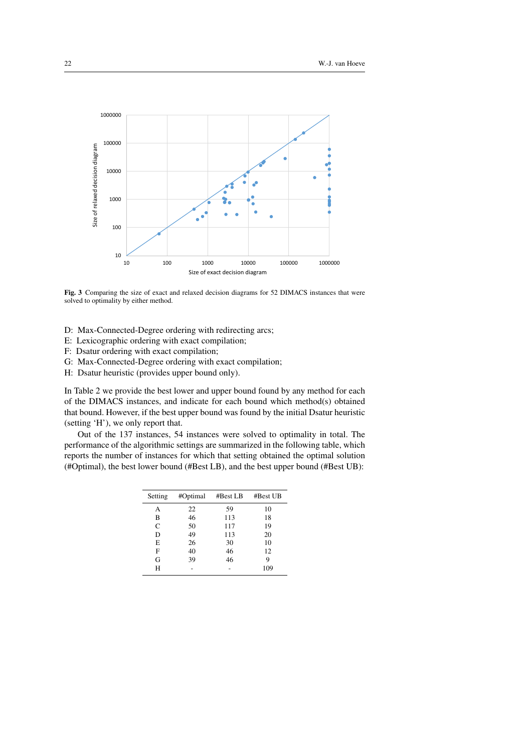**Fig. 3** Comparing the size of exact and relaxed decision diagrams for 52 DIMACS instances that were solved to optimality by either method.

D: Max-Connected-Degree ordering with redirecting arcs;
E: Lexicographic ordering with exact compilation;
F: Dsatur ordering with exact compilation;
G: Max-Connected-Degree ordering with exact compilation;
H: Dsatur heuristic (provides upper bound only).

In Table 2 we provide the best lower and upper bound found by any method for each of the DIMACS instances, and indicate for each bound which method(s) obtained that bound. However, if the best upper bound was found by the initial Dsatur heuristic (setting 'H'), we only report that.

Out of the 137 instances, 54 instances were solved to optimality in total. The performance of the algorithmic settings are summarized in the following table, which reports the number of instances for which that setting obtained the optimal solution (#Optimal), the best lower bound (#Best LB), and the best upper bound (#Best UB):

| Setting | #Optimal | #Best LB | #Best UB |
|---|---|---|---|
| A | 22 | 59 | 10 |
| B | 46 | 113 | 18 |
| C | 50 | 117 | 19 |
| D | 49 | 113 | 20 |
| E | 26 | 30 | 10 |
| F | 40 | 46 | 12 |
| G | 39 | 46 | 9 |
| H | - | - | 109 |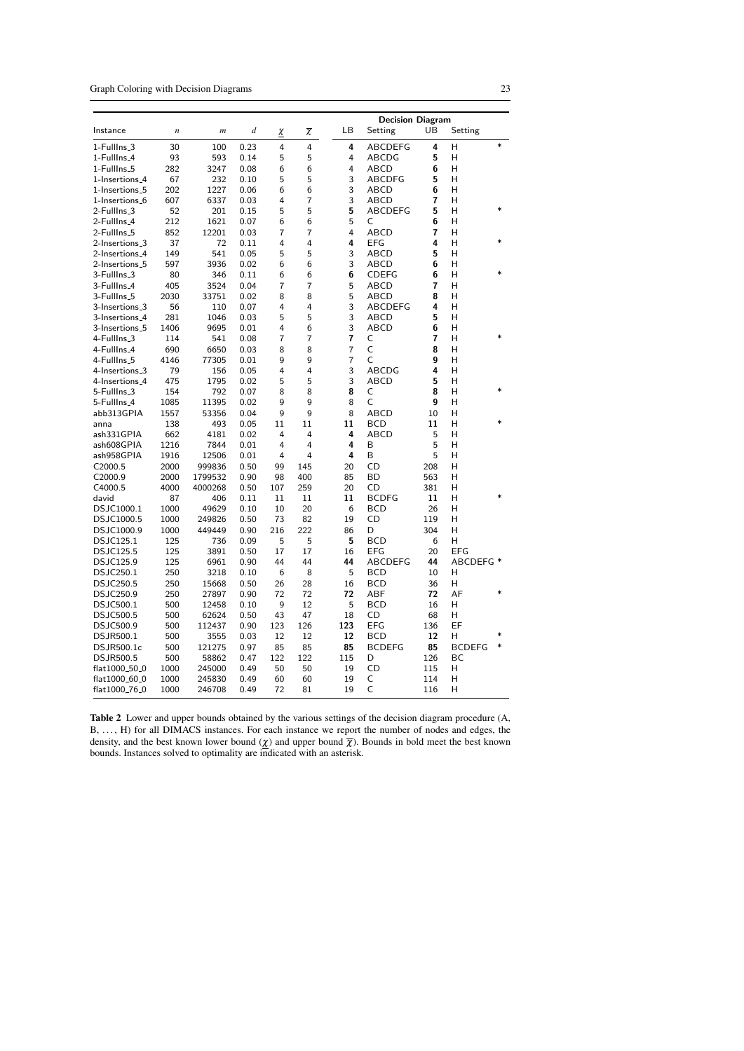| Instance | $n$ | $m$ | $d$ | $\underline{\chi}$ | $\overline{\chi}$ | Decision Diagram LB | Setting | UB | Setting | |
|---|---|---|---|---|---|---|---|---|---|---|
| 1-FullIns_3 | 30 | 100 | 0.23 | 4 | 4 | **4** | ABCDEFG | **4** | H | * |
| 1-FullIns_4 | 93 | 593 | 0.14 | 5 | 5 | 4 | ABCDG | **5** | H | |
| 1-FullIns_5 | 282 | 3247 | 0.08 | 6 | 6 | 4 | ABCD | **6** | H | |
| 1-Insertions_4 | 67 | 232 | 0.10 | 5 | 5 | 3 | ABCDFG | **5** | H | |
| 1-Insertions_5 | 202 | 1227 | 0.06 | 6 | 6 | 3 | ABCD | **6** | H | |
| 1-Insertions_6 | 607 | 6337 | 0.03 | 4 | 7 | 3 | ABCD | **7** | H | |
| 2-FullIns_3 | 52 | 201 | 0.15 | 5 | 5 | **5** | ABCDEFG | **5** | H | * |
| 2-FullIns_4 | 212 | 1621 | 0.07 | 6 | 6 | 5 | C | **6** | H | |
| 2-FullIns_5 | 852 | 12201 | 0.03 | 7 | 7 | 4 | ABCD | **7** | H | |
| 2-Insertions_3 | 37 | 72 | 0.11 | 4 | 4 | **4** | EFG | **4** | H | * |
| 2-Insertions_4 | 149 | 541 | 0.05 | 5 | 5 | 3 | ABCD | **5** | H | |
| 2-Insertions_5 | 597 | 3936 | 0.02 | 6 | 6 | 3 | ABCD | **6** | H | |
| 3-FullIns_3 | 80 | 346 | 0.11 | 6 | 6 | **6** | CDEFG | **6** | H | * |
| 3-FullIns_4 | 405 | 3524 | 0.04 | 7 | 7 | 5 | ABCD | **7** | H | |
| 3-FullIns_5 | 2030 | 33751 | 0.02 | 8 | 8 | 5 | ABCD | **8** | H | |
| 3-Insertions_3 | 56 | 110 | 0.07 | 4 | 4 | 3 | ABCDEFG | **4** | H | |
| 3-Insertions_4 | 281 | 1046 | 0.03 | 5 | 5 | 3 | ABCD | **5** | H | |
| 3-Insertions_5 | 1406 | 9695 | 0.01 | 4 | 6 | 3 | ABCD | **6** | H | |
| 4-FullIns_3 | 114 | 541 | 0.08 | 7 | 7 | **7** | C | **7** | H | * |
| 4-FullIns_4 | 690 | 6650 | 0.03 | 8 | 8 | 7 | C | **8** | H | |
| 4-FullIns_5 | 4146 | 77305 | 0.01 | 9 | 9 | 7 | C | **9** | H | |
| 4-Insertions_3 | 79 | 156 | 0.05 | 4 | 4 | 3 | ABCDG | **4** | H | |
| 4-Insertions_4 | 475 | 1795 | 0.02 | 5 | 5 | 3 | ABCD | **5** | H | |
| 5-FullIns_3 | 154 | 792 | 0.07 | 8 | 8 | **8** | C | **8** | H | * |
| 5-FullIns_4 | 1085 | 11395 | 0.02 | 9 | 9 | 8 | C | **9** | H | |
| abb313GPIA | 1557 | 53356 | 0.04 | 9 | 9 | 8 | ABCD | 10 | H | |
| anna | 138 | 493 | 0.05 | 11 | 11 | **11** | BCD | **11** | H | * |
| ash331GPIA | 662 | 4181 | 0.02 | 4 | 4 | **4** | ABCD | 5 | H | |
| ash608GPIA | 1216 | 7844 | 0.01 | 4 | 4 | **4** | B | 5 | H | |
| ash958GPIA | 1916 | 12506 | 0.01 | 4 | 4 | **4** | B | 5 | H | |
| C2000.5 | 2000 | 999836 | 0.50 | 99 | 145 | 20 | CD | 208 | H | |
| C2000.9 | 2000 | 1799532 | 0.90 | 98 | 400 | 85 | BD | 563 | H | |
| C4000.5 | 4000 | 4000268 | 0.50 | 107 | 259 | 20 | CD | 381 | H | |
| david | 87 | 406 | 0.11 | 11 | 11 | **11** | BCDFG | **11** | H | * |
| DSJC1000.1 | 1000 | 49629 | 0.10 | 10 | 20 | 6 | BCD | 26 | H | |
| DSJC1000.5 | 1000 | 249826 | 0.50 | 73 | 82 | 19 | CD | 119 | H | |
| DSJC1000.9 | 1000 | 449449 | 0.90 | 216 | 222 | 86 | D | 304 | H | |
| DSJC125.1 | 125 | 736 | 0.09 | 5 | 5 | **5** | BCD | 6 | H | |
| DSJC125.5 | 125 | 3891 | 0.50 | 17 | 17 | 16 | EFG | 20 | EFG | |
| DSJC125.9 | 125 | 6961 | 0.90 | 44 | 44 | **44** | ABCDEFG | **44** | ABCDEFG | * |
| DSJC250.1 | 250 | 3218 | 0.10 | 6 | 8 | 5 | BCD | 10 | H | |
| DSJC250.5 | 250 | 15668 | 0.50 | 26 | 28 | 16 | BCD | 36 | H | |
| DSJC250.9 | 250 | 27897 | 0.90 | 72 | 72 | **72** | ABF | **72** | AF | * |
| DSJC500.1 | 500 | 12458 | 0.10 | 9 | 12 | 5 | BCD | 16 | H | |
| DSJC500.5 | 500 | 62624 | 0.50 | 43 | 47 | 18 | CD | 68 | H | |
| DSJC500.9 | 500 | 112437 | 0.90 | 123 | 126 | **123** | EFG | 136 | EF | |
| DSJR500.1 | 500 | 3555 | 0.03 | 12 | 12 | **12** | BCD | **12** | H | * |
| DSJR500.1c | 500 | 121275 | 0.97 | 85 | 85 | **85** | BCDEFG | **85** | BCDEFG | * |
| DSJR500.5 | 500 | 58862 | 0.47 | 122 | 122 | 115 | D | 126 | BC | |
| flat1000_50_0 | 1000 | 245000 | 0.49 | 50 | 50 | 19 | CD | 115 | H | |
| flat1000_60_0 | 1000 | 245830 | 0.49 | 60 | 60 | 19 | C | 114 | H | |
| flat1000_76_0 | 1000 | 246708 | 0.49 | 72 | 81 | 19 | C | 116 | H | |

**Table 2** Lower and upper bounds obtained by the various settings of the decision diagram procedure (A, B, ..., H) for all DIMACS instances. For each instance we report the number of nodes and edges, the density, and the best known lower bound ($\underline{\chi}$) and upper bound $\overline{\chi}$). Bounds in bold meet the best known bounds. Instances solved to optimality are indicated with an asterisk.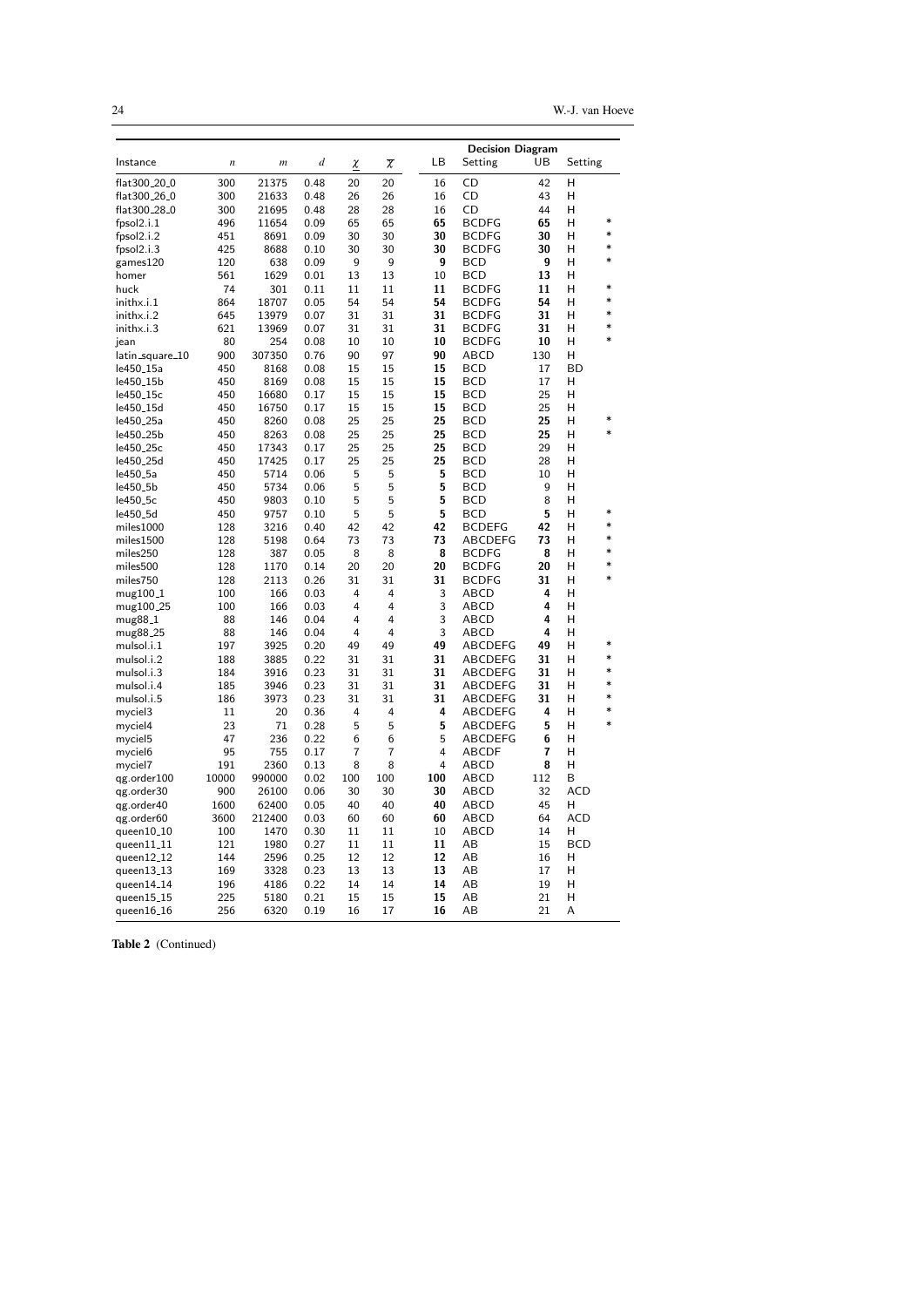| Instance | $n$ | $m$ | $d$ | $\underline{\chi}$ | $\overline{\chi}$ | Decision Diagram LB | Setting | UB | Setting | |
|---|---|---|---|---|---|---|---|---|---|---|
| flat300_20_0 | 300 | 21375 | 0.48 | 20 | 20 | 16 | CD | 42 | H | |
| flat300_26_0 | 300 | 21633 | 0.48 | 26 | 26 | 16 | CD | 43 | H | |
| flat300_28_0 | 300 | 21695 | 0.48 | 28 | 28 | 16 | CD | 44 | H | |
| fpsol2.i.1 | 496 | 11654 | 0.09 | 65 | 65 | **65** | BCDFG | **65** | H | * |
| fpsol2.i.2 | 451 | 8691 | 0.09 | 30 | 30 | **30** | BCDFG | **30** | H | * |
| fpsol2.i.3 | 425 | 8688 | 0.10 | 30 | 30 | **30** | BCDFG | **30** | H | * |
| games120 | 120 | 638 | 0.09 | 9 | 9 | **9** | BCD | **9** | H | * |
| homer | 561 | 1629 | 0.01 | 13 | 13 | 10 | BCD | **13** | H | |
| huck | 74 | 301 | 0.11 | 11 | 11 | **11** | BCDFG | **11** | H | * |
| inithx.i.1 | 864 | 18707 | 0.05 | 54 | 54 | **54** | BCDFG | **54** | H | * |
| inithx.i.2 | 645 | 13979 | 0.07 | 31 | 31 | **31** | BCDFG | **31** | H | * |
| inithx.i.3 | 621 | 13969 | 0.07 | 31 | 31 | **31** | BCDFG | **31** | H | * |
| jean | 80 | 254 | 0.08 | 10 | 10 | **10** | BCDFG | **10** | H | * |
| latin_square_10 | 900 | 307350 | 0.76 | 90 | 97 | **90** | ABCD | 130 | H | |
| le450_15a | 450 | 8168 | 0.08 | 15 | 15 | **15** | BCD | 17 | BD | |
| le450_15b | 450 | 8169 | 0.08 | 15 | 15 | **15** | BCD | 17 | H | |
| le450_15c | 450 | 16680 | 0.17 | 15 | 15 | **15** | BCD | 25 | H | |
| le450_15d | 450 | 16750 | 0.17 | 15 | 15 | **15** | BCD | 25 | H | |
| le450_25a | 450 | 8260 | 0.08 | 25 | 25 | **25** | BCD | **25** | H | * |
| le450_25b | 450 | 8263 | 0.08 | 25 | 25 | **25** | BCD | **25** | H | * |
| le450_25c | 450 | 17343 | 0.17 | 25 | 25 | **25** | BCD | 29 | H | |
| le450_25d | 450 | 17425 | 0.17 | 25 | 25 | **25** | BCD | 28 | H | |
| le450_5a | 450 | 5714 | 0.06 | 5 | 5 | **5** | BCD | 10 | H | |
| le450_5b | 450 | 5734 | 0.06 | 5 | 5 | **5** | BCD | 9 | H | |
| le450_5c | 450 | 9803 | 0.10 | 5 | 5 | **5** | BCD | 8 | H | |
| le450_5d | 450 | 9757 | 0.10 | 5 | 5 | **5** | BCD | **5** | H | * |
| miles1000 | 128 | 3216 | 0.40 | 42 | 42 | **42** | BCDEFG | **42** | H | * |
| miles1500 | 128 | 5198 | 0.64 | 73 | 73 | **73** | ABCDEFG | **73** | H | * |
| miles250 | 128 | 387 | 0.05 | 8 | 8 | **8** | BCDFG | **8** | H | * |
| miles500 | 128 | 1170 | 0.14 | 20 | 20 | **20** | BCDFG | **20** | H | * |
| miles750 | 128 | 2113 | 0.26 | 31 | 31 | **31** | BCDFG | **31** | H | * |
| mug100_1 | 100 | 166 | 0.03 | 4 | 4 | 3 | ABCD | **4** | H | |
| mug100_25 | 100 | 166 | 0.03 | 4 | 4 | 3 | ABCD | **4** | H | |
| mug88_1 | 88 | 146 | 0.04 | 4 | 4 | 3 | ABCD | **4** | H | |
| mug88_25 | 88 | 146 | 0.04 | 4 | 4 | 3 | ABCD | **4** | H | |
| mulsol.i.1 | 197 | 3925 | 0.20 | 49 | 49 | **49** | ABCDEFG | **49** | H | * |
| mulsol.i.2 | 188 | 3885 | 0.22 | 31 | 31 | **31** | ABCDEFG | **31** | H | * |
| mulsol.i.3 | 184 | 3916 | 0.23 | 31 | 31 | **31** | ABCDEFG | **31** | H | * |
| mulsol.i.4 | 185 | 3946 | 0.23 | 31 | 31 | **31** | ABCDEFG | **31** | H | * |
| mulsol.i.5 | 186 | 3973 | 0.23 | 31 | 31 | **31** | ABCDEFG | **31** | H | * |
| myciel3 | 11 | 20 | 0.36 | 4 | 4 | **4** | ABCDEFG | **4** | H | * |
| myciel4 | 23 | 71 | 0.28 | 5 | 5 | **5** | ABCDEFG | **5** | H | * |
| myciel5 | 47 | 236 | 0.22 | 6 | 6 | 5 | ABCDEFG | **6** | H | |
| myciel6 | 95 | 755 | 0.17 | 7 | 7 | 4 | ABCDF | **7** | H | |
| myciel7 | 191 | 2360 | 0.13 | 8 | 8 | 4 | ABCD | **8** | H | |
| qg.order100 | 10000 | 990000 | 0.02 | 100 | 100 | **100** | ABCD | 112 | B | |
| qg.order30 | 900 | 26100 | 0.06 | 30 | 30 | **30** | ABCD | 32 | ACD | |
| qg.order40 | 1600 | 62400 | 0.05 | 40 | 40 | **40** | ABCD | 45 | H | |
| qg.order60 | 3600 | 212400 | 0.03 | 60 | 60 | **60** | ABCD | 64 | ACD | |
| queen10_10 | 100 | 1470 | 0.30 | 11 | 11 | 10 | ABCD | 14 | H | |
| queen11_11 | 121 | 1980 | 0.27 | 11 | 11 | **11** | AB | 15 | BCD | |
| queen12_12 | 144 | 2596 | 0.25 | 12 | 12 | **12** | AB | 16 | H | |
| queen13_13 | 169 | 3328 | 0.23 | 13 | 13 | **13** | AB | 17 | H | |
| queen14_14 | 196 | 4186 | 0.22 | 14 | 14 | **14** | AB | 19 | H | |
| queen15_15 | 225 | 5180 | 0.21 | 15 | 15 | **15** | AB | 21 | H | |
| queen16_16 | 256 | 6320 | 0.19 | 16 | 17 | **16** | AB | 21 | A | |

**Table 2** (Continued)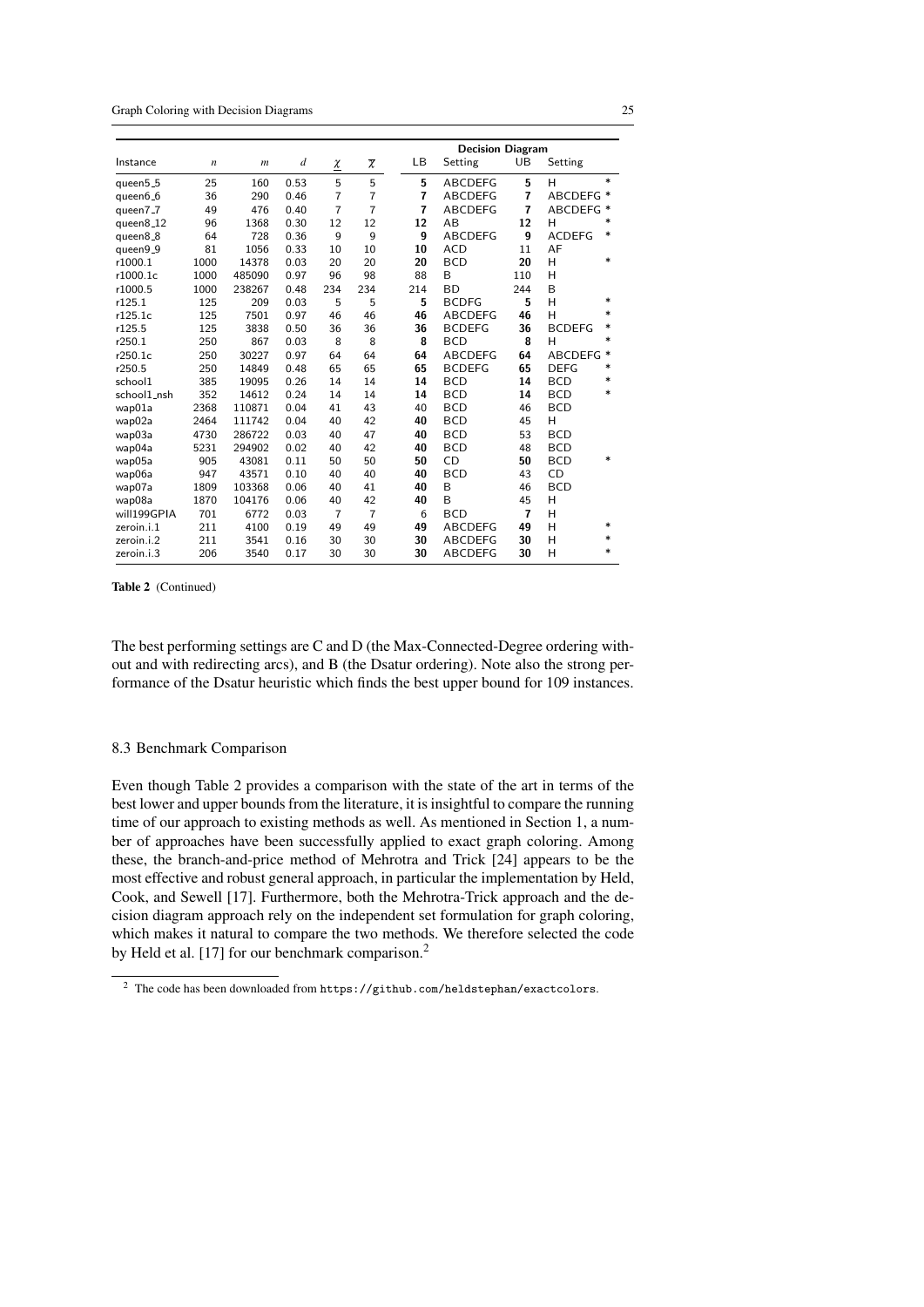| Instance | $n$ | $m$ | $d$ | $\underline{\chi}$ | $\overline{\chi}$ | Decision Diagram LB | Setting | UB | Setting | |
|---|---|---|---|---|---|---|---|---|---|---|
| queen5_5 | 25 | 160 | 0.53 | 5 | 5 | **5** | ABCDEFG | **5** | H | * |
| queen6_6 | 36 | 290 | 0.46 | 7 | 7 | **7** | ABCDEFG | **7** | ABCDEFG | * |
| queen7_7 | 49 | 476 | 0.40 | 7 | 7 | **7** | ABCDEFG | **7** | ABCDEFG | * |
| queen8_12 | 96 | 1368 | 0.30 | 12 | 12 | **12** | AB | **12** | H | * |
| queen8_8 | 64 | 728 | 0.36 | 9 | 9 | **9** | ABCDEFG | **9** | ACDEFG | * |
| queen9_9 | 81 | 1056 | 0.33 | 10 | 10 | **10** | ACD | 11 | AF | |
| r1000.1 | 1000 | 14378 | 0.03 | 20 | 20 | **20** | BCD | **20** | H | * |
| r1000.1c | 1000 | 485090 | 0.97 | 96 | 98 | 88 | B | 110 | H | |
| r1000.5 | 1000 | 238267 | 0.48 | 234 | 234 | 214 | BD | 244 | B | |
| r125.1 | 125 | 209 | 0.03 | 5 | 5 | **5** | BCDFG | **5** | H | * |
| r125.1c | 125 | 7501 | 0.97 | 46 | 46 | **46** | ABCDEFG | **46** | H | * |
| r125.5 | 125 | 3838 | 0.50 | 36 | 36 | **36** | BCDEFG | **36** | BCDEFG | * |
| r250.1 | 250 | 867 | 0.03 | 8 | 8 | **8** | BCD | **8** | H | * |
| r250.1c | 250 | 30227 | 0.97 | 64 | 64 | **64** | ABCDEFG | **64** | ABCDEFG | * |
| r250.5 | 250 | 14849 | 0.48 | 65 | 65 | **65** | BCDEFG | **65** | DEFG | * |
| school1 | 385 | 19095 | 0.26 | 14 | 14 | **14** | BCD | **14** | BCD | * |
| school1_nsh | 352 | 14612 | 0.24 | 14 | 14 | **14** | BCD | **14** | BCD | * |
| wap01a | 2368 | 110871 | 0.04 | 41 | 43 | 40 | BCD | 46 | BCD | |
| wap02a | 2464 | 111742 | 0.04 | 40 | 42 | **40** | BCD | 45 | H | |
| wap03a | 4730 | 286722 | 0.03 | 40 | 47 | **40** | BCD | 53 | BCD | |
| wap04a | 5231 | 294902 | 0.02 | 40 | 42 | **40** | BCD | 48 | BCD | |
| wap05a | 905 | 43081 | 0.11 | 50 | 50 | **50** | CD | **50** | BCD | * |
| wap06a | 947 | 43571 | 0.10 | 40 | 40 | **40** | BCD | 43 | CD | |
| wap07a | 1809 | 103368 | 0.06 | 40 | 41 | **40** | B | 46 | BCD | |
| wap08a | 1870 | 104176 | 0.06 | 40 | 42 | **40** | B | 45 | H | |
| will199GPIA | 701 | 6772 | 0.03 | 7 | 7 | 6 | BCD | **7** | H | |
| zeroin.i.1 | 211 | 4100 | 0.19 | 49 | 49 | **49** | ABCDEFG | **49** | H | * |
| zeroin.i.2 | 211 | 3541 | 0.16 | 30 | 30 | **30** | ABCDEFG | **30** | H | * |
| zeroin.i.3 | 206 | 3540 | 0.17 | 30 | 30 | **30** | ABCDEFG | **30** | H | * |

**Table 2** (Continued)

The best performing settings are C and D (the Max-Connected-Degree ordering without and with redirecting arcs), and B (the Dsatur ordering). Note also the strong performance of the Dsatur heuristic which finds the best upper bound for 109 instances.

### 8.3 Benchmark Comparison

Even though Table 2 provides a comparison with the state of the art in terms of the best lower and upper bounds from the literature, it is insightful to compare the running time of our approach to existing methods as well. As mentioned in Section 1, a number of approaches have been successfully applied to exact graph coloring. Among these, the branch-and-price method of Mehrotra and Trick [24] appears to be the most effective and robust general approach, in particular the implementation by Held, Cook, and Sewell [17]. Furthermore, both the Mehrotra-Trick approach and the decision diagram approach rely on the independent set formulation for graph coloring, which makes it natural to compare the two methods. We therefore selected the code by Held et al. [17] for our benchmark comparison.[2]

[2] The code has been downloaded from `https://github.com/heldstephan/exactcolors`.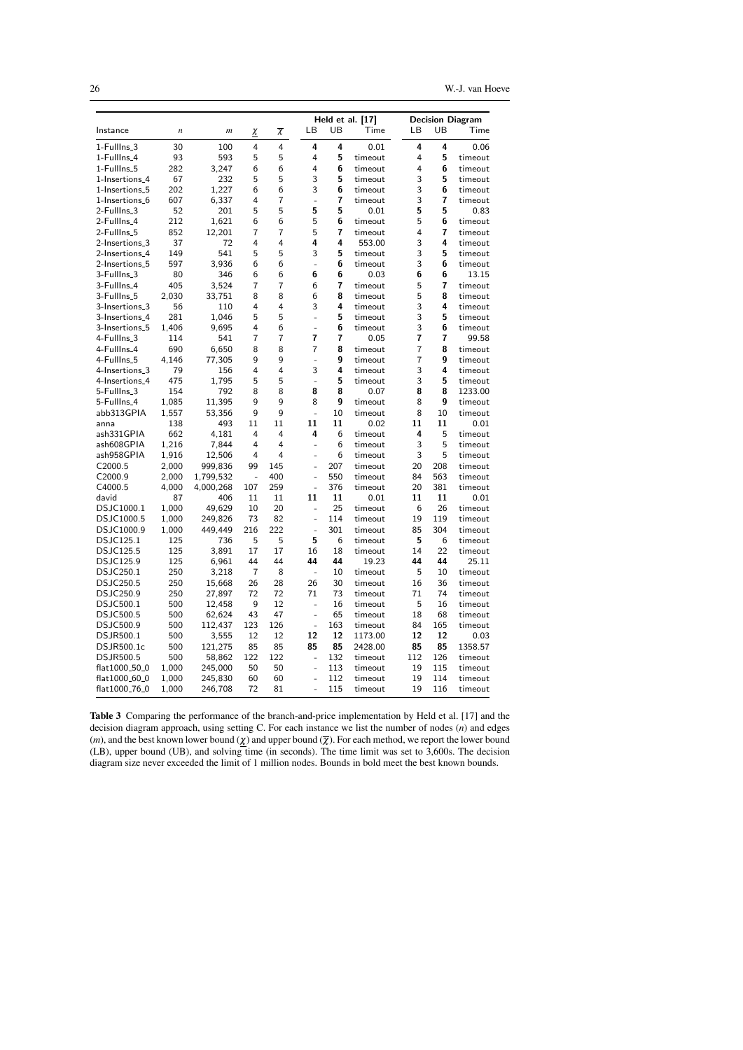| Instance | $n$ | $m$ | $\underline{\chi}$ | $\overline{\chi}$ | Held et al. [17] | | | Decision Diagram | | |
|---|---|---|---|---|---|---|---|---|---|---|
| | | | | | LB | UB | Time | LB | UB | Time |
| 1-FullIns_3 | 30 | 100 | 4 | 4 | **4** | **4** | 0.01 | **4** | **4** | 0.06 |
| 1-FullIns_4 | 93 | 593 | 5 | 5 | 4 | **5** | timeout | 4 | **5** | timeout |
| 1-FullIns_5 | 282 | 3,247 | 6 | 6 | 4 | **6** | timeout | 4 | **6** | timeout |
| 1-Insertions_4 | 67 | 232 | 5 | 5 | 3 | **5** | timeout | 3 | **5** | timeout |
| 1-Insertions_5 | 202 | 1,227 | 6 | 6 | 3 | **6** | timeout | 3 | **6** | timeout |
| 1-Insertions_6 | 607 | 6,337 | 4 | 7 | - | **7** | timeout | 3 | **7** | timeout |
| 2-FullIns_3 | 52 | 201 | 5 | 5 | **5** | **5** | 0.01 | **5** | **5** | 0.83 |
| 2-FullIns_4 | 212 | 1,621 | 6 | 6 | 5 | **6** | timeout | 5 | **6** | timeout |
| 2-FullIns_5 | 852 | 12,201 | 7 | 7 | 5 | **7** | timeout | 4 | **7** | timeout |
| 2-Insertions_3 | 37 | 72 | 4 | 4 | **4** | **4** | 553.00 | 3 | **4** | timeout |
| 2-Insertions_4 | 149 | 541 | 5 | 5 | 3 | **5** | timeout | 3 | **5** | timeout |
| 2-Insertions_5 | 597 | 3,936 | 6 | 6 | - | **6** | timeout | 3 | **6** | timeout |
| 3-FullIns_3 | 80 | 346 | 6 | 6 | **6** | **6** | 0.03 | **6** | **6** | 13.15 |
| 3-FullIns_4 | 405 | 3,524 | 7 | 7 | 6 | **7** | timeout | 5 | **7** | timeout |
| 3-FullIns_5 | 2,030 | 33,751 | 8 | 8 | 6 | **8** | timeout | 5 | **8** | timeout |
| 3-Insertions_3 | 56 | 110 | 4 | 4 | 3 | **4** | timeout | 3 | **4** | timeout |
| 3-Insertions_4 | 281 | 1,046 | 5 | 5 | - | **5** | timeout | 3 | **5** | timeout |
| 3-Insertions_5 | 1,406 | 9,695 | 4 | 6 | - | **6** | timeout | 3 | **6** | timeout |
| 4-FullIns_3 | 114 | 541 | 7 | 7 | **7** | **7** | 0.05 | **7** | **7** | 99.58 |
| 4-FullIns_4 | 690 | 6,650 | 8 | 8 | 7 | **8** | timeout | 7 | **8** | timeout |
| 4-FullIns_5 | 4,146 | 77,305 | 9 | 9 | - | **9** | timeout | 7 | **9** | timeout |
| 4-Insertions_3 | 79 | 156 | 4 | 4 | 3 | **4** | timeout | 3 | **4** | timeout |
| 4-Insertions_4 | 475 | 1,795 | 5 | 5 | - | **5** | timeout | 3 | **5** | timeout |
| 5-FullIns_3 | 154 | 792 | 8 | 8 | **8** | **8** | 0.07 | **8** | **8** | 1233.00 |
| 5-FullIns_4 | 1,085 | 11,395 | 9 | 9 | 8 | **9** | timeout | 8 | **9** | timeout |
| abb313GPIA | 1,557 | 53,356 | 9 | 9 | - | 10 | timeout | 8 | 10 | timeout |
| anna | 138 | 493 | 11 | 11 | **11** | **11** | 0.02 | **11** | **11** | 0.01 |
| ash331GPIA | 662 | 4,181 | 4 | 4 | **4** | 6 | timeout | **4** | 5 | timeout |
| ash608GPIA | 1,216 | 7,844 | 4 | 4 | - | 6 | timeout | 3 | 5 | timeout |
| ash958GPIA | 1,916 | 12,506 | 4 | 4 | - | 6 | timeout | 3 | 5 | timeout |
| C2000.5 | 2,000 | 999,836 | 99 | 145 | - | 207 | timeout | 20 | 208 | timeout |
| C2000.9 | 2,000 | 1,799,532 | - | 400 | - | 550 | timeout | 84 | 563 | timeout |
| C4000.5 | 4,000 | 4,000,268 | 107 | 259 | - | 376 | timeout | 20 | 381 | timeout |
| david | 87 | 406 | 11 | 11 | **11** | **11** | 0.01 | **11** | **11** | 0.01 |
| DSJC1000.1 | 1,000 | 49,629 | 10 | 20 | - | 25 | timeout | 6 | 26 | timeout |
| DSJC1000.5 | 1,000 | 249,826 | 73 | 82 | - | 114 | timeout | 19 | 119 | timeout |
| DSJC1000.9 | 1,000 | 449,449 | 216 | 222 | - | 301 | timeout | 85 | 304 | timeout |
| DSJC125.1 | 125 | 736 | 5 | 5 | **5** | 6 | timeout | **5** | 6 | timeout |
| DSJC125.5 | 125 | 3,891 | 17 | 17 | 16 | 18 | timeout | 14 | 22 | timeout |
| DSJC125.9 | 125 | 6,961 | 44 | 44 | **44** | **44** | 19.23 | **44** | **44** | 25.11 |
| DSJC250.1 | 250 | 3,218 | 7 | 8 | - | 10 | timeout | 5 | 10 | timeout |
| DSJC250.5 | 250 | 15,668 | 26 | 28 | 26 | 30 | timeout | 16 | 36 | timeout |
| DSJC250.9 | 250 | 27,897 | 72 | 72 | 71 | 73 | timeout | 71 | 74 | timeout |
| DSJC500.1 | 500 | 12,458 | 9 | 12 | - | 16 | timeout | 5 | 16 | timeout |
| DSJC500.5 | 500 | 62,624 | 43 | 47 | - | 65 | timeout | 18 | 68 | timeout |
| DSJC500.9 | 500 | 112,437 | 123 | 126 | - | 163 | timeout | 84 | 165 | timeout |
| DSJR500.1 | 500 | 3,555 | 12 | 12 | **12** | **12** | 1173.00 | **12** | **12** | 0.03 |
| DSJR500.1c | 500 | 121,275 | 85 | 85 | **85** | **85** | 2428.00 | **85** | **85** | 1358.57 |
| DSJR500.5 | 500 | 58,862 | 122 | 122 | - | 132 | timeout | 112 | 126 | timeout |
| flat1000_50_0 | 1,000 | 245,000 | 50 | 50 | - | 113 | timeout | 19 | 115 | timeout |
| flat1000_60_0 | 1,000 | 245,830 | 60 | 60 | - | 112 | timeout | 19 | 114 | timeout |
| flat1000_76_0 | 1,000 | 246,708 | 72 | 81 | - | 115 | timeout | 19 | 116 | timeout |

**Table 3** Comparing the performance of the branch-and-price implementation by Held et al. [17] and the decision diagram approach, using setting C. For each instance we list the number of nodes ($n$) and edges ($m$), and the best known lower bound ($\underline{\chi}$) and upper bound ($\overline{\chi}$). For each method, we report the lower bound (LB), upper bound (UB), and solving time (in seconds). The time limit was set to 3,600s. The decision diagram size never exceeded the limit of 1 million nodes. Bounds in bold meet the best known bounds.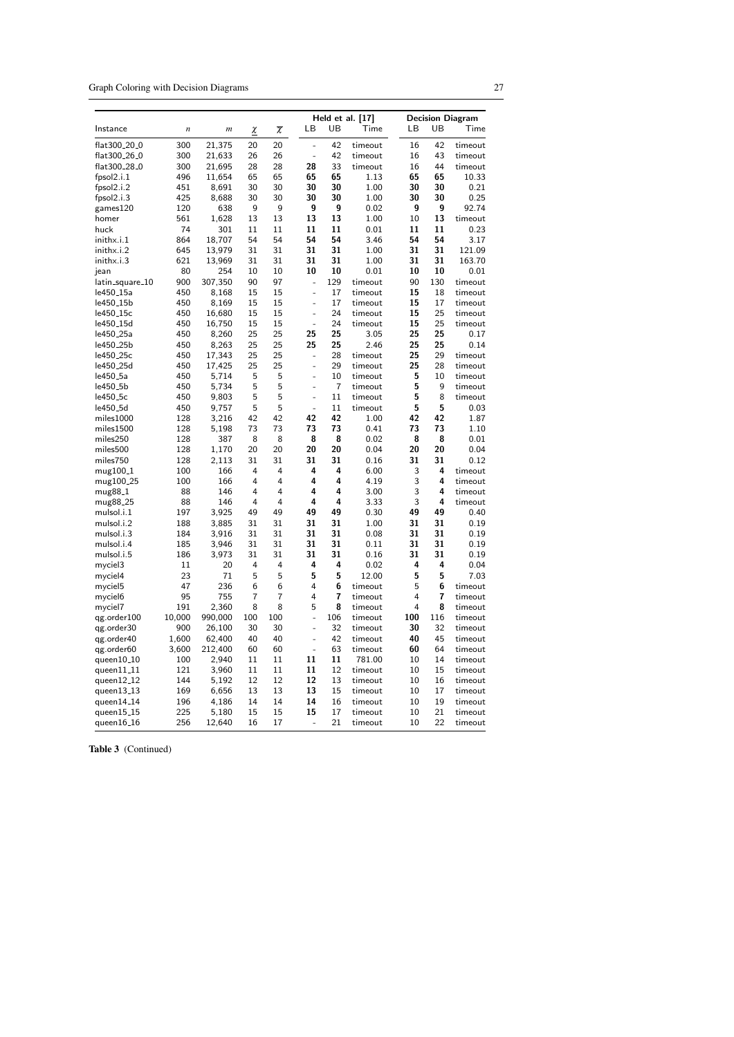| Instance | $n$ | $m$ | $\underline{\chi}$ | $\overline{\chi}$ | Held et al. [17] LB | UB | Time | Decision Diagram LB | UB | Time |
|---|---|---|---|---|---|---|---|---|---|---|
| flat300_20_0 | 300 | 21,375 | 20 | 20 | - | 42 | timeout | 16 | 42 | timeout |
| flat300_26_0 | 300 | 21,633 | 26 | 26 | - | 42 | timeout | 16 | 43 | timeout |
| flat300_28_0 | 300 | 21,695 | 28 | 28 | **28** | 33 | timeout | 16 | 44 | timeout |
| fpsol2.i.1 | 496 | 11,654 | 65 | 65 | **65** | **65** | 1.13 | **65** | **65** | 10.33 |
| fpsol2.i.2 | 451 | 8,691 | 30 | 30 | **30** | **30** | 1.00 | **30** | **30** | 0.21 |
| fpsol2.i.3 | 425 | 8,688 | 30 | 30 | **30** | **30** | 1.00 | **30** | **30** | 0.25 |
| games120 | 120 | 638 | 9 | 9 | **9** | **9** | 0.02 | **9** | **9** | 92.74 |
| homer | 561 | 1,628 | 13 | 13 | **13** | **13** | 1.00 | 10 | **13** | timeout |
| huck | 74 | 301 | 11 | 11 | **11** | **11** | 0.01 | **11** | **11** | 0.23 |
| inithx.i.1 | 864 | 18,707 | 54 | 54 | **54** | **54** | 3.46 | **54** | **54** | 3.17 |
| inithx.i.2 | 645 | 13,979 | 31 | 31 | **31** | **31** | 1.00 | **31** | **31** | 121.09 |
| inithx.i.3 | 621 | 13,969 | 31 | 31 | **31** | **31** | 1.00 | **31** | **31** | 163.70 |
| jean | 80 | 254 | 10 | 10 | **10** | **10** | 0.01 | **10** | **10** | 0.01 |
| latin_square_10 | 900 | 307,350 | 90 | 97 | - | 129 | timeout | 90 | 130 | timeout |
| le450_15a | 450 | 8,168 | 15 | 15 | - | 17 | timeout | **15** | 18 | timeout |
| le450_15b | 450 | 8,169 | 15 | 15 | - | 17 | timeout | **15** | 17 | timeout |
| le450_15c | 450 | 16,680 | 15 | 15 | - | 24 | timeout | **15** | 25 | timeout |
| le450_15d | 450 | 16,750 | 15 | 15 | - | 24 | timeout | **15** | 25 | timeout |
| le450_25a | 450 | 8,260 | 25 | 25 | **25** | **25** | 3.05 | **25** | **25** | 0.17 |
| le450_25b | 450 | 8,263 | 25 | 25 | **25** | **25** | 2.46 | **25** | **25** | 0.14 |
| le450_25c | 450 | 17,343 | 25 | 25 | - | 28 | timeout | **25** | 29 | timeout |
| le450_25d | 450 | 17,425 | 25 | 25 | - | 29 | timeout | **25** | 28 | timeout |
| le450_5a | 450 | 5,714 | 5 | 5 | - | 10 | timeout | **5** | 10 | timeout |
| le450_5b | 450 | 5,734 | 5 | 5 | - | 7 | timeout | **5** | 9 | timeout |
| le450_5c | 450 | 9,803 | 5 | 5 | - | 11 | timeout | **5** | 8 | timeout |
| le450_5d | 450 | 9,757 | 5 | 5 | - | 11 | timeout | **5** | **5** | 0.03 |
| miles1000 | 128 | 3,216 | 42 | 42 | **42** | **42** | 1.00 | **42** | **42** | 1.87 |
| miles1500 | 128 | 5,198 | 73 | 73 | **73** | **73** | 0.41 | **73** | **73** | 1.10 |
| miles250 | 128 | 387 | 8 | 8 | **8** | **8** | 0.02 | **8** | **8** | 0.01 |
| miles500 | 128 | 1,170 | 20 | 20 | **20** | **20** | 0.04 | **20** | **20** | 0.04 |
| miles750 | 128 | 2,113 | 31 | 31 | **31** | **31** | 0.16 | **31** | **31** | 0.12 |
| mug100_1 | 100 | 166 | 4 | 4 | **4** | **4** | 6.00 | 3 | **4** | timeout |
| mug100_25 | 100 | 166 | 4 | 4 | **4** | **4** | 4.19 | 3 | **4** | timeout |
| mug88_1 | 88 | 146 | 4 | 4 | **4** | **4** | 3.00 | 3 | **4** | timeout |
| mug88_25 | 88 | 146 | 4 | 4 | **4** | **4** | 3.33 | 3 | **4** | timeout |
| mulsol.i.1 | 197 | 3,925 | 49 | 49 | **49** | **49** | 0.30 | **49** | **49** | 0.40 |
| mulsol.i.2 | 188 | 3,885 | 31 | 31 | **31** | **31** | 1.00 | **31** | **31** | 0.19 |
| mulsol.i.3 | 184 | 3,916 | 31 | 31 | **31** | **31** | 0.08 | **31** | **31** | 0.19 |
| mulsol.i.4 | 185 | 3,946 | 31 | 31 | **31** | **31** | 0.11 | **31** | **31** | 0.19 |
| mulsol.i.5 | 186 | 3,973 | 31 | 31 | **31** | **31** | 0.16 | **31** | **31** | 0.19 |
| myciel3 | 11 | 20 | 4 | 4 | **4** | **4** | 0.02 | **4** | **4** | 0.04 |
| myciel4 | 23 | 71 | 5 | 5 | **5** | **5** | 12.00 | **5** | **5** | 7.03 |
| myciel5 | 47 | 236 | 6 | 6 | 4 | **6** | timeout | 5 | **6** | timeout |
| myciel6 | 95 | 755 | 7 | 7 | 4 | **7** | timeout | 4 | **7** | timeout |
| myciel7 | 191 | 2,360 | 8 | 8 | 5 | **8** | timeout | 4 | **8** | timeout |
| qg.order100 | 10,000 | 990,000 | 100 | 100 | - | 106 | timeout | **100** | 116 | timeout |
| qg.order30 | 900 | 26,100 | 30 | 30 | - | 32 | timeout | **30** | 32 | timeout |
| qg.order40 | 1,600 | 62,400 | 40 | 40 | - | 42 | timeout | **40** | 45 | timeout |
| qg.order60 | 3,600 | 212,400 | 60 | 60 | - | 63 | timeout | **60** | 64 | timeout |
| queen10_10 | 100 | 2,940 | 11 | 11 | **11** | **11** | 781.00 | 10 | 14 | timeout |
| queen11_11 | 121 | 3,960 | 11 | 11 | **11** | 12 | timeout | 10 | 15 | timeout |
| queen12_12 | 144 | 5,192 | 12 | 12 | **12** | 13 | timeout | 10 | 16 | timeout |
| queen13_13 | 169 | 6,656 | 13 | 13 | **13** | 15 | timeout | 10 | 17 | timeout |
| queen14_14 | 196 | 4,186 | 14 | 14 | **14** | 16 | timeout | 10 | 19 | timeout |
| queen15_15 | 225 | 5,180 | 15 | 15 | **15** | 17 | timeout | 10 | 21 | timeout |
| queen16_16 | 256 | 12,640 | 16 | 17 | - | 21 | timeout | 10 | 22 | timeout |

**Table 3** (Continued)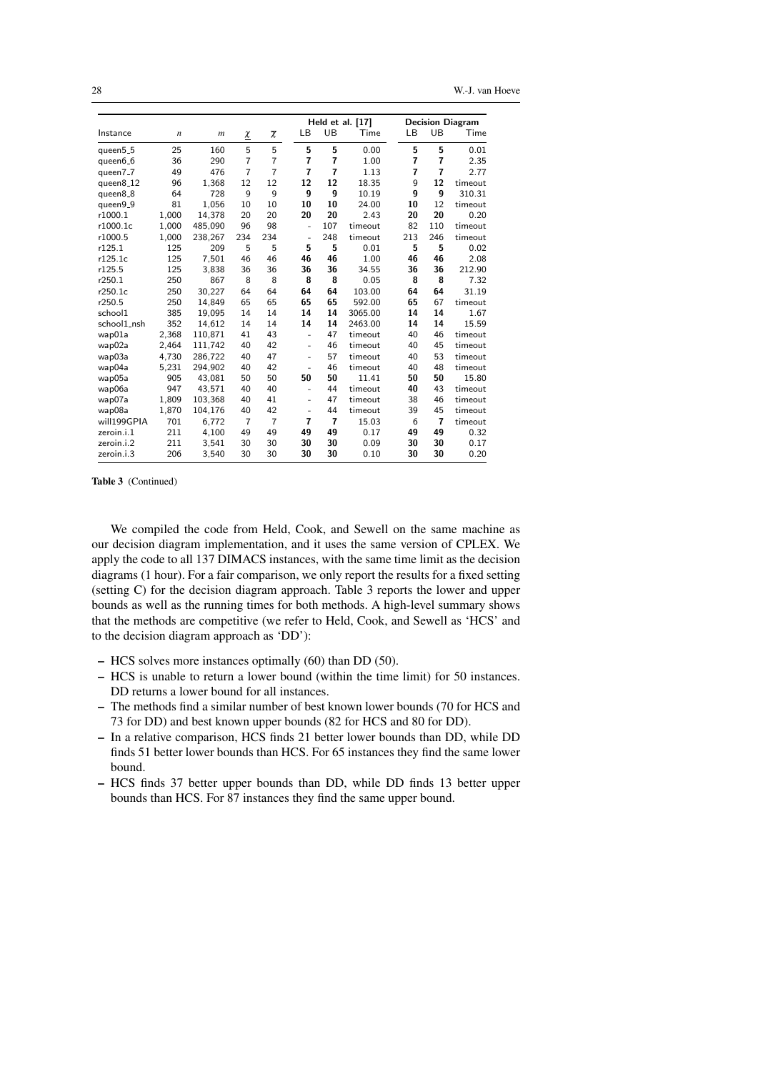| Instance | $n$ | $m$ | $\underline{\chi}$ | $\overline{\chi}$ | Held et al. [17] | | | Decision Diagram | | |
|---|---|---|---|---|---|---|---|---|---|---|
| | | | | | LB | UB | Time | LB | UB | Time |
| queen5_5 | 25 | 160 | 5 | 5 | **5** | **5** | 0.00 | **5** | **5** | 0.01 |
| queen6_6 | 36 | 290 | 7 | 7 | **7** | **7** | 1.00 | **7** | **7** | 2.35 |
| queen7_7 | 49 | 476 | 7 | 7 | **7** | **7** | 1.13 | **7** | **7** | 2.77 |
| queen8_12 | 96 | 1,368 | 12 | 12 | **12** | **12** | 18.35 | 9 | **12** | timeout |
| queen8_8 | 64 | 728 | 9 | 9 | **9** | **9** | 10.19 | **9** | **9** | 310.31 |
| queen9_9 | 81 | 1,056 | 10 | 10 | **10** | **10** | 24.00 | **10** | 12 | timeout |
| r1000.1 | 1,000 | 14,378 | 20 | 20 | **20** | **20** | 2.43 | **20** | **20** | 0.20 |
| r1000.1c | 1,000 | 485,090 | 96 | 98 | - | 107 | timeout | 82 | 110 | timeout |
| r1000.5 | 1,000 | 238,267 | 234 | 234 | - | 248 | timeout | 213 | 246 | timeout |
| r125.1 | 125 | 209 | 5 | 5 | **5** | **5** | 0.01 | **5** | **5** | 0.02 |
| r125.1c | 125 | 7,501 | 46 | 46 | **46** | **46** | 1.00 | **46** | **46** | 2.08 |
| r125.5 | 125 | 3,838 | 36 | 36 | **36** | **36** | 34.55 | **36** | **36** | 212.90 |
| r250.1 | 250 | 867 | 8 | 8 | **8** | **8** | 0.05 | **8** | **8** | 7.32 |
| r250.1c | 250 | 30,227 | 64 | 64 | **64** | **64** | 103.00 | **64** | **64** | 31.19 |
| r250.5 | 250 | 14,849 | 65 | 65 | **65** | **65** | 592.00 | **65** | 67 | timeout |
| school1 | 385 | 19,095 | 14 | 14 | **14** | **14** | 3065.00 | **14** | **14** | 1.67 |
| school1_nsh | 352 | 14,612 | 14 | 14 | **14** | **14** | 2463.00 | **14** | **14** | 15.59 |
| wap01a | 2,368 | 110,871 | 41 | 43 | - | 47 | timeout | 40 | 46 | timeout |
| wap02a | 2,464 | 111,742 | 40 | 42 | - | 46 | timeout | 40 | 45 | timeout |
| wap03a | 4,730 | 286,722 | 40 | 47 | - | 57 | timeout | 40 | 53 | timeout |
| wap04a | 5,231 | 294,902 | 40 | 42 | - | 46 | timeout | 40 | 48 | timeout |
| wap05a | 905 | 43,081 | 50 | 50 | **50** | **50** | 11.41 | **50** | **50** | 15.80 |
| wap06a | 947 | 43,571 | 40 | 40 | - | 44 | timeout | **40** | 43 | timeout |
| wap07a | 1,809 | 103,368 | 40 | 41 | - | 47 | timeout | 38 | 46 | timeout |
| wap08a | 1,870 | 104,176 | 40 | 42 | - | 44 | timeout | 39 | 45 | timeout |
| will199GPIA | 701 | 6,772 | 7 | 7 | **7** | **7** | 15.03 | 6 | **7** | timeout |
| zeroin.i.1 | 211 | 4,100 | 49 | 49 | **49** | **49** | 0.17 | **49** | **49** | 0.32 |
| zeroin.i.2 | 211 | 3,541 | 30 | 30 | **30** | **30** | 0.09 | **30** | **30** | 0.17 |
| zeroin.i.3 | 206 | 3,540 | 30 | 30 | **30** | **30** | 0.10 | **30** | **30** | 0.20 |

**Table 3** (Continued)

We compiled the code from Held, Cook, and Sewell on the same machine as our decision diagram implementation, and it uses the same version of CPLEX. We apply the code to all 137 DIMACS instances, with the same time limit as the decision diagrams (1 hour). For a fair comparison, we only report the results for a fixed setting (setting C) for the decision diagram approach. Table 3 reports the lower and upper bounds as well as the running times for both methods. A high-level summary shows that the methods are competitive (we refer to Held, Cook, and Sewell as 'HCS' and to the decision diagram approach as 'DD'):

- HCS solves more instances optimally (60) than DD (50).
- HCS is unable to return a lower bound (within the time limit) for 50 instances. DD returns a lower bound for all instances.
- The methods find a similar number of best known lower bounds (70 for HCS and 73 for DD) and best known upper bounds (82 for HCS and 80 for DD).
- In a relative comparison, HCS finds 21 better lower bounds than DD, while DD finds 51 better lower bounds than HCS. For 65 instances they find the same lower bound.
- HCS finds 37 better upper bounds than DD, while DD finds 13 better upper bounds than HCS. For 87 instances they find the same upper bound.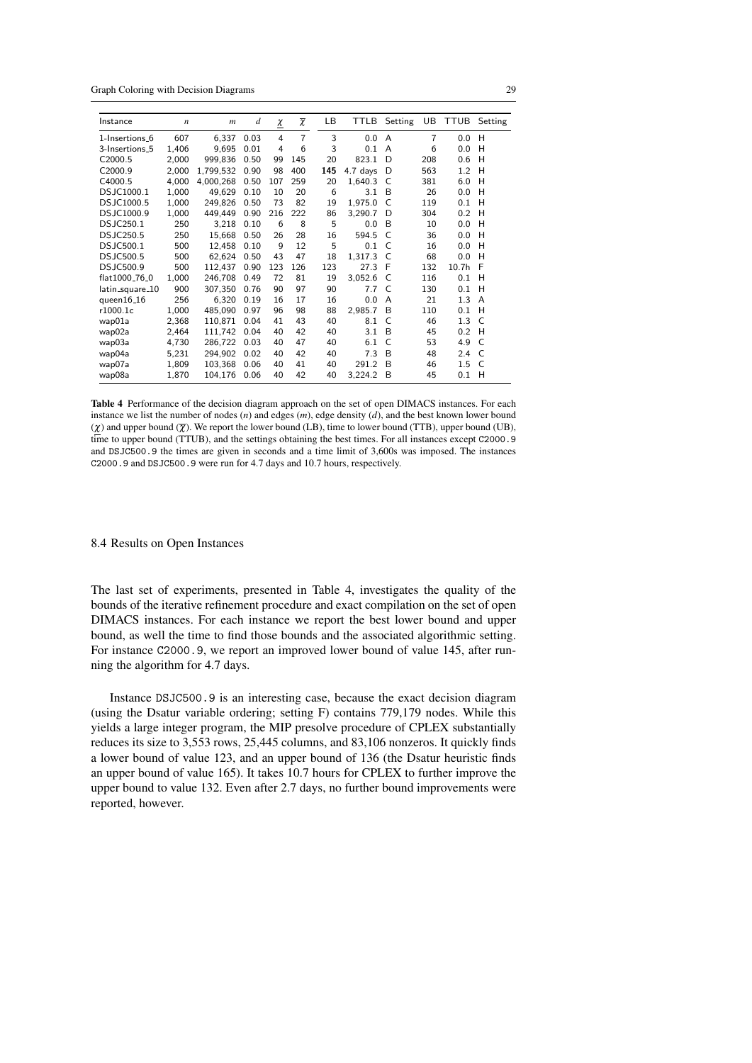| Instance | $n$ | $m$ | $d$ | $\underline{\chi}$ | $\overline{\chi}$ | LB | TTLB | Setting | UB | TTUB | Setting |
|---|---|---|---|---|---|---|---|---|---|---|---|
| 1-Insertions_6 | 607 | 6,337 | 0.03 | 4 | 7 | 3 | 0.0 | A | 7 | 0.0 | H |
| 3-Insertions_5 | 1,406 | 9,695 | 0.01 | 4 | 6 | 3 | 0.1 | A | 6 | 0.0 | H |
| C2000.5 | 2,000 | 999,836 | 0.50 | 99 | 145 | 20 | 823.1 | D | 208 | 0.6 | H |
| C2000.9 | 2,000 | 1,799,532 | 0.90 | 98 | 400 | **145** | 4.7 days | D | 563 | 1.2 | H |
| C4000.5 | 4,000 | 4,000,268 | 0.50 | 107 | 259 | 20 | 1,640.3 | C | 381 | 6.0 | H |
| DSJC1000.1 | 1,000 | 49,629 | 0.10 | 10 | 20 | 6 | 3.1 | B | 26 | 0.0 | H |
| DSJC1000.5 | 1,000 | 249,826 | 0.50 | 73 | 82 | 19 | 1,975.0 | C | 119 | 0.1 | H |
| DSJC1000.9 | 1,000 | 449,449 | 0.90 | 216 | 222 | 86 | 3,290.7 | D | 304 | 0.2 | H |
| DSJC250.1 | 250 | 3,218 | 0.10 | 6 | 8 | 5 | 0.0 | B | 10 | 0.0 | H |
| DSJC250.5 | 250 | 15,668 | 0.50 | 26 | 28 | 16 | 594.5 | C | 36 | 0.0 | H |
| DSJC500.1 | 500 | 12,458 | 0.10 | 9 | 12 | 5 | 0.1 | C | 16 | 0.0 | H |
| DSJC500.5 | 500 | 62,624 | 0.50 | 43 | 47 | 18 | 1,317.3 | C | 68 | 0.0 | H |
| DSJC500.9 | 500 | 112,437 | 0.90 | 123 | 126 | 123 | 27.3 | F | 132 | 10.7h | F |
| flat1000_76_0 | 1,000 | 246,708 | 0.49 | 72 | 81 | 19 | 3,052.6 | C | 116 | 0.1 | H |
| latin_square_10 | 900 | 307,350 | 0.76 | 90 | 97 | 90 | 7.7 | C | 130 | 0.1 | H |
| queen16_16 | 256 | 6,320 | 0.19 | 16 | 17 | 16 | 0.0 | A | 21 | 1.3 | A |
| r1000.1c | 1,000 | 485,090 | 0.97 | 96 | 98 | 88 | 2,985.7 | B | 110 | 0.1 | H |
| wap01a | 2,368 | 110,871 | 0.04 | 41 | 43 | 40 | 8.1 | C | 46 | 1.3 | C |
| wap02a | 2,464 | 111,742 | 0.04 | 40 | 42 | 40 | 3.1 | B | 45 | 0.2 | H |
| wap03a | 4,730 | 286,722 | 0.03 | 40 | 47 | 40 | 6.1 | C | 53 | 4.9 | C |
| wap04a | 5,231 | 294,902 | 0.02 | 40 | 42 | 40 | 7.3 | B | 48 | 2.4 | C |
| wap07a | 1,809 | 103,368 | 0.06 | 40 | 41 | 40 | 291.2 | B | 46 | 1.5 | C |
| wap08a | 1,870 | 104,176 | 0.06 | 40 | 42 | 40 | 3,224.2 | B | 45 | 0.1 | H |

**Table 4** Performance of the decision diagram approach on the set of open DIMACS instances. For each instance we list the number of nodes ($n$) and edges ($m$), edge density ($d$), and the best known lower bound ($\underline{\chi}$) and upper bound ($\overline{\chi}$). We report the lower bound (LB), time to lower bound (TTB), upper bound (UB), time to upper bound (TTUB), and the settings obtaining the best times. For all instances except C2000.9 and DSJC500.9 the times are given in seconds and a time limit of 3,600s was imposed. The instances C2000.9 and DSJC500.9 were run for 4.7 days and 10.7 hours, respectively.

### 8.4 Results on Open Instances

The last set of experiments, presented in Table 4, investigates the quality of the bounds of the iterative refinement procedure and exact compilation on the set of open DIMACS instances. For each instance we report the best lower bound and upper bound, as well the time to find those bounds and the associated algorithmic setting. For instance C2000.9, we report an improved lower bound of value 145, after running the algorithm for 4.7 days.

Instance DSJC500.9 is an interesting case, because the exact decision diagram (using the Dsatur variable ordering; setting F) contains 779,179 nodes. While this yields a large integer program, the MIP presolve procedure of CPLEX substantially reduces its size to 3,553 rows, 25,445 columns, and 83,106 nonzeros. It quickly finds a lower bound of value 123, and an upper bound of 136 (the Dsatur heuristic finds an upper bound of value 165). It takes 10.7 hours for CPLEX to further improve the upper bound to value 132. Even after 2.7 days, no further bound improvements were reported, however.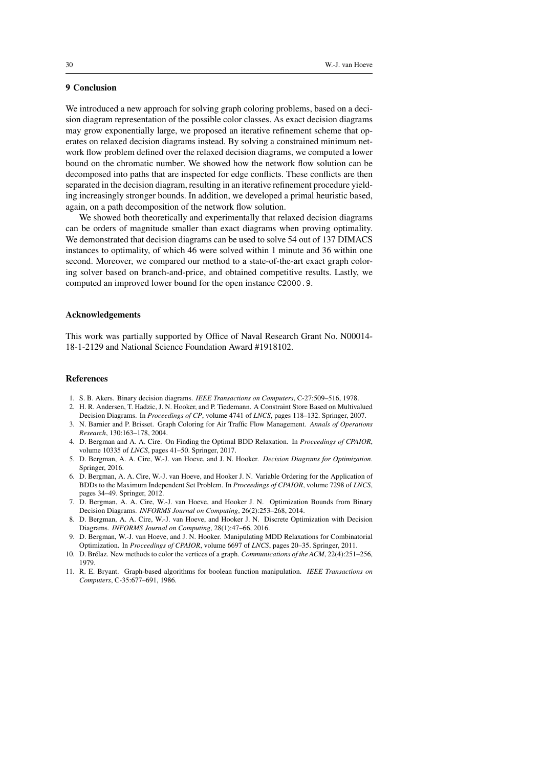## 9 Conclusion

We introduced a new approach for solving graph coloring problems, based on a decision diagram representation of the possible color classes. As exact decision diagrams may grow exponentially large, we proposed an iterative refinement scheme that operates on relaxed decision diagrams instead. By solving a constrained minimum network flow problem defined over the relaxed decision diagrams, we computed a lower bound on the chromatic number. We showed how the network flow solution can be decomposed into paths that are inspected for edge conflicts. These conflicts are then separated in the decision diagram, resulting in an iterative refinement procedure yielding increasingly stronger bounds. In addition, we developed a primal heuristic based, again, on a path decomposition of the network flow solution.

We showed both theoretically and experimentally that relaxed decision diagrams can be orders of magnitude smaller than exact diagrams when proving optimality. We demonstrated that decision diagrams can be used to solve 54 out of 137 DIMACS instances to optimality, of which 46 were solved within 1 minute and 36 within one second. Moreover, we compared our method to a state-of-the-art exact graph coloring solver based on branch-and-price, and obtained competitive results. Lastly, we computed an improved lower bound for the open instance `C2000.9`.

### Acknowledgements

This work was partially supported by Office of Naval Research Grant No. N00014-18-1-2129 and National Science Foundation Award #1918102.

### References

1. S. B. Akers. Binary decision diagrams. *IEEE Transactions on Computers*, C-27:509–516, 1978.
2. H. R. Andersen, T. Hadzic, J. N. Hooker, and P. Tiedemann. A Constraint Store Based on Multivalued Decision Diagrams. In *Proceedings of CP*, volume 4741 of *LNCS*, pages 118–132. Springer, 2007.
3. N. Barnier and P. Brisset. Graph Coloring for Air Traffic Flow Management. *Annals of Operations Research*, 130:163–178, 2004.
4. D. Bergman and A. A. Cire. On Finding the Optimal BDD Relaxation. In *Proceedings of CPAIOR*, volume 10335 of *LNCS*, pages 41–50. Springer, 2017.
5. D. Bergman, A. A. Cire, W.-J. van Hoeve, and J. N. Hooker. *Decision Diagrams for Optimization*. Springer, 2016.
6. D. Bergman, A. A. Cire, W.-J. van Hoeve, and Hooker J. N. Variable Ordering for the Application of BDDs to the Maximum Independent Set Problem. In *Proceedings of CPAIOR*, volume 7298 of *LNCS*, pages 34–49. Springer, 2012.
7. D. Bergman, A. A. Cire, W.-J. van Hoeve, and Hooker J. N. Optimization Bounds from Binary Decision Diagrams. *INFORMS Journal on Computing*, 26(2):253–268, 2014.
8. D. Bergman, A. A. Cire, W.-J. van Hoeve, and Hooker J. N. Discrete Optimization with Decision Diagrams. *INFORMS Journal on Computing*, 28(1):47–66, 2016.
9. D. Bergman, W.-J. van Hoeve, and J. N. Hooker. Manipulating MDD Relaxations for Combinatorial Optimization. In *Proceedings of CPAIOR*, volume 6697 of *LNCS*, pages 20–35. Springer, 2011.
10. D. Brélaz. New methods to color the vertices of a graph. *Communications of the ACM*, 22(4):251–256, 1979.
11. R. E. Bryant. Graph-based algorithms for boolean function manipulation. *IEEE Transactions on Computers*, C-35:677–691, 1986.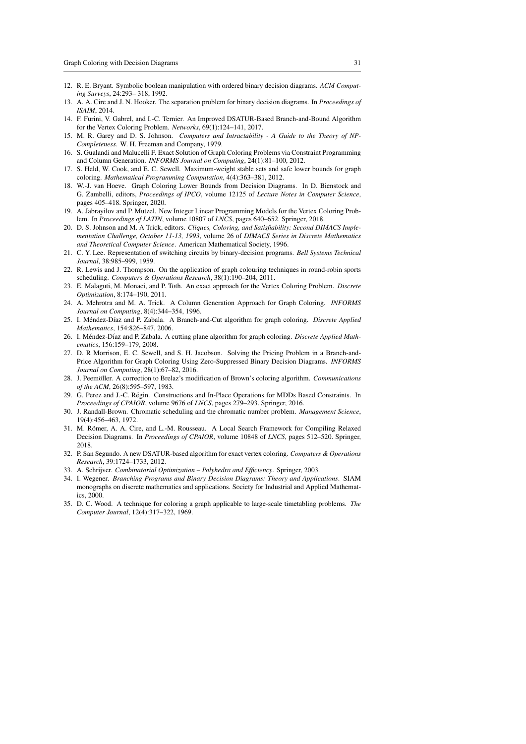12. R. E. Bryant. Symbolic boolean manipulation with ordered binary decision diagrams. *ACM Computing Surveys*, 24:293– 318, 1992.
13. A. A. Cire and J. N. Hooker. The separation problem for binary decision diagrams. In *Proceedings of ISAIM*, 2014.
14. F. Furini, V. Gabrel, and I.-C. Ternier. An Improved DSATUR-Based Branch-and-Bound Algorithm for the Vertex Coloring Problem. *Networks*, 69(1):124–141, 2017.
15. M. R. Garey and D. S. Johnson. *Computers and Intractability - A Guide to the Theory of NP-Completeness*. W. H. Freeman and Company, 1979.
16. S. Gualandi and Malucelli F. Exact Solution of Graph Coloring Problems via Constraint Programming and Column Generation. *INFORMS Journal on Computing*, 24(1):81–100, 2012.
17. S. Held, W. Cook, and E. C. Sewell. Maximum-weight stable sets and safe lower bounds for graph coloring. *Mathematical Programming Computation*, 4(4):363–381, 2012.
18. W.-J. van Hoeve. Graph Coloring Lower Bounds from Decision Diagrams. In D. Bienstock and G. Zambelli, editors, *Proceedings of IPCO*, volume 12125 of *Lecture Notes in Computer Science*, pages 405–418. Springer, 2020.
19. A. Jabrayilov and P. Mutzel. New Integer Linear Programming Models for the Vertex Coloring Problem. In *Proceedings of LATIN*, volume 10807 of *LNCS*, pages 640–652. Springer, 2018.
20. D. S. Johnson and M. A Trick, editors. *Cliques, Coloring, and Satisfiability: Second DIMACS Implementation Challenge, October 11-13, 1993*, volume 26 of *DIMACS Series in Discrete Mathematics and Theoretical Computer Science*. American Mathematical Society, 1996.
21. C. Y. Lee. Representation of switching circuits by binary-decision programs. *Bell Systems Technical Journal*, 38:985–999, 1959.
22. R. Lewis and J. Thompson. On the application of graph colouring techniques in round-robin sports scheduling. *Computers & Operations Research*, 38(1):190–204, 2011.
23. E. Malaguti, M. Monaci, and P. Toth. An exact approach for the Vertex Coloring Problem. *Discrete Optimization*, 8:174–190, 2011.
24. A. Mehrotra and M. A. Trick. A Column Generation Approach for Graph Coloring. *INFORMS Journal on Computing*, 8(4):344–354, 1996.
25. I. Méndez-Díaz and P. Zabala. A Branch-and-Cut algorithm for graph coloring. *Discrete Applied Mathematics*, 154:826–847, 2006.
26. I. Méndez-Díaz and P. Zabala. A cutting plane algorithm for graph coloring. *Discrete Applied Mathematics*, 156:159–179, 2008.
27. D. R Morrison, E. C. Sewell, and S. H. Jacobson. Solving the Pricing Problem in a Branch-and-Price Algorithm for Graph Coloring Using Zero-Suppressed Binary Decision Diagrams. *INFORMS Journal on Computing*, 28(1):67–82, 2016.
28. J. Peemöller. A correction to Brelaz's modification of Brown's coloring algorithm. *Communications of the ACM*, 26(8):595–597, 1983.
29. G. Perez and J.-C. Régin. Constructions and In-Place Operations for MDDs Based Constraints. In *Proceedings of CPAIOR*, volume 9676 of *LNCS*, pages 279–293. Springer, 2016.
30. J. Randall-Brown. Chromatic scheduling and the chromatic number problem. *Management Science*, 19(4):456–463, 1972.
31. M. Römer, A. A. Cire, and L.-M. Rousseau. A Local Search Framework for Compiling Relaxed Decision Diagrams. In *Proceedings of CPAIOR*, volume 10848 of *LNCS*, pages 512–520. Springer, 2018.
32. P. San Segundo. A new DSATUR-based algorithm for exact vertex coloring. *Computers & Operations Research*, 39:1724–1733, 2012.
33. A. Schrijver. *Combinatorial Optimization – Polyhedra and Efficiency*. Springer, 2003.
34. I. Wegener. *Branching Programs and Binary Decision Diagrams: Theory and Applications*. SIAM monographs on discrete mathematics and applications. Society for Industrial and Applied Mathematics, 2000.
35. D. C. Wood. A technique for coloring a graph applicable to large-scale timetabling problems. *The Computer Journal*, 12(4):317–322, 1969.